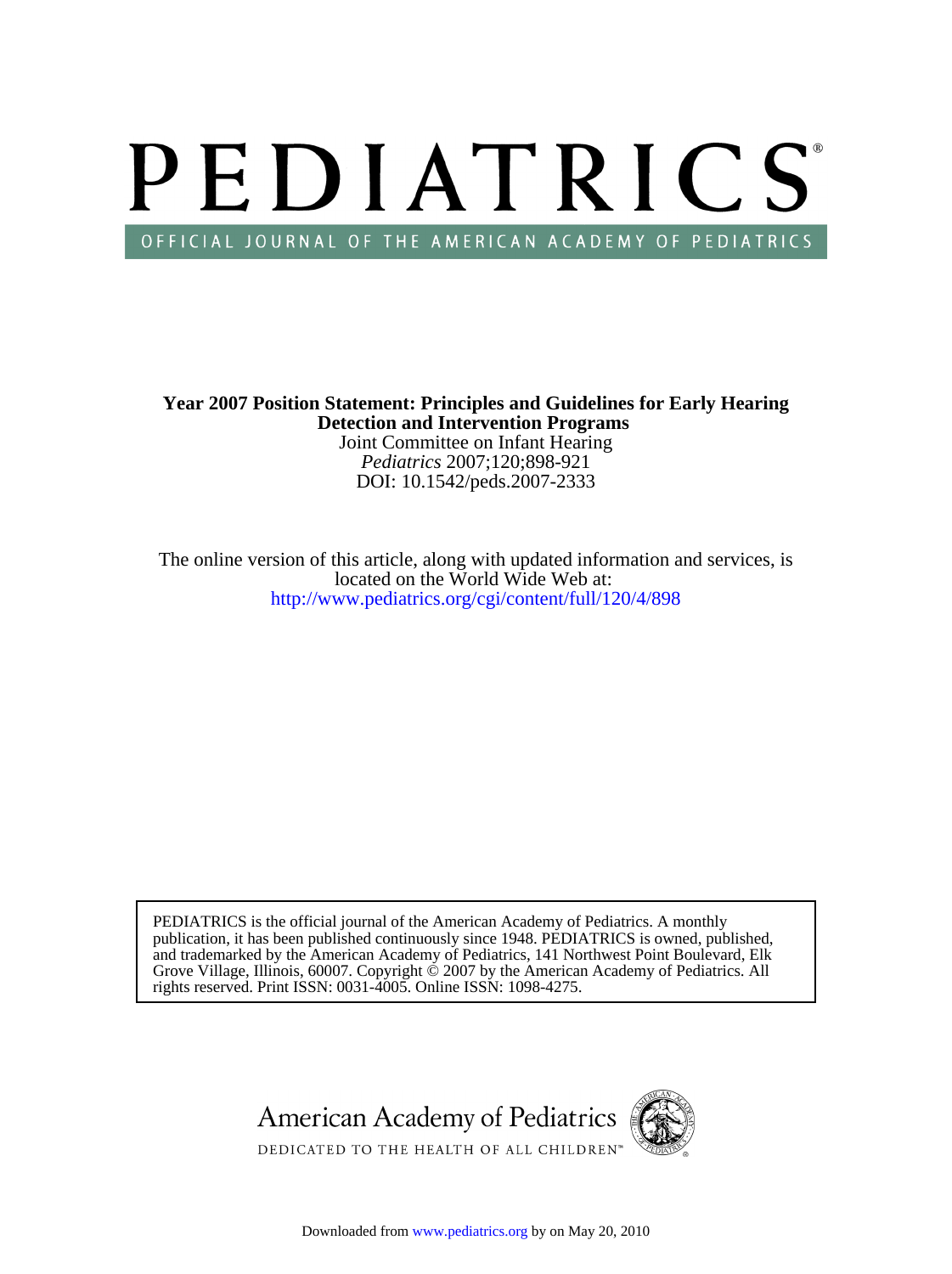# PEDIATRICS®

OFFICIAL JOURNAL OF THE AMERICAN ACADEMY OF PEDIATRICS

**Year 2007 Position Statement: Principles and Guidelines for Early Hearing Detection and Intervention Programs**

Joint Committee on Infant Hearing

*Pediatrics* 2007;120;898-921

DOI: 10.1542/peds.2007-2333

The online version of this article, along with updated information and services, is located on the World Wide Web at:

http://www.pediatrics.org/cgi/content/full/120/4/898

PEDIATRICS is the official journal of the American Academy of Pediatrics. A monthly publication, it has been published continuously since 1948. PEDIATRICS is owned, published, and trademarked by the American Academy of Pediatrics, 141 Northwest Point Boulevard, Elk Grove Village, Illinois, 60007. Copyright © 2007 by the American Academy of Pediatrics. All rights reserved. Print ISSN: 0031-4005. Online ISSN: 1098-4275.

American Academy of Pediatrics

DEDICATED TO THE HEALTH OF ALL CHILDREN™

Downloaded from www.pediatrics.org by on May 20, 2010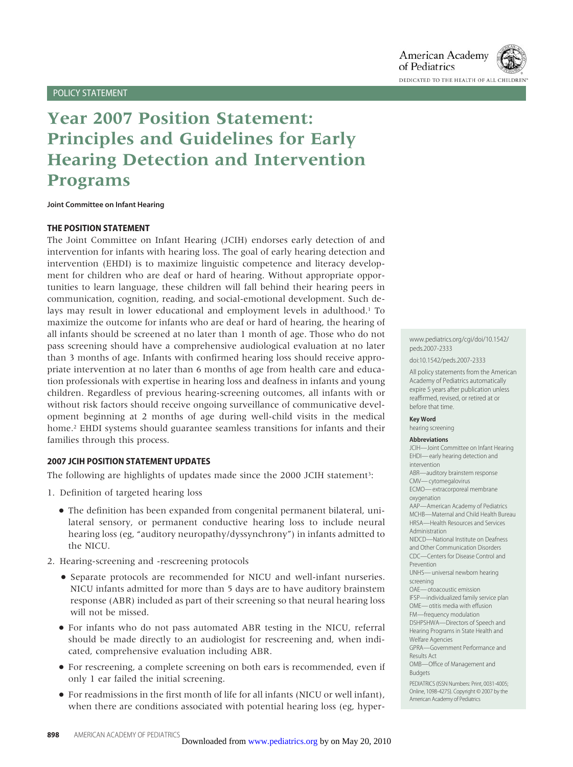POLICY STATEMENT

# Year 2007 Position Statement: Principles and Guidelines for Early Hearing Detection and Intervention Programs

**Joint Committee on Infant Hearing**

## THE POSITION STATEMENT

The Joint Committee on Infant Hearing (JCIH) endorses early detection of and intervention for infants with hearing loss. The goal of early hearing detection and intervention (EHDI) is to maximize linguistic competence and literacy development for children who are deaf or hard of hearing. Without appropriate opportunities to learn language, these children will fall behind their hearing peers in communication, cognition, reading, and social-emotional development. Such delays may result in lower educational and employment levels in adulthood.[1] To maximize the outcome for infants who are deaf or hard of hearing, the hearing of all infants should be screened at no later than 1 month of age. Those who do not pass screening should have a comprehensive audiological evaluation at no later than 3 months of age. Infants with confirmed hearing loss should receive appropriate intervention at no later than 6 months of age from health care and education professionals with expertise in hearing loss and deafness in infants and young children. Regardless of previous hearing-screening outcomes, all infants with or without risk factors should receive ongoing surveillance of communicative development beginning at 2 months of age during well-child visits in the medical home.[2] EHDI systems should guarantee seamless transitions for infants and their families through this process.

## 2007 JCIH POSITION STATEMENT UPDATES

The following are highlights of updates made since the 2000 JCIH statement[3]:

1. Definition of targeted hearing loss
   - The definition has been expanded from congenital permanent bilateral, unilateral sensory, or permanent conductive hearing loss to include neural hearing loss (eg, "auditory neuropathy/dyssynchrony") in infants admitted to the NICU.
2. Hearing-screening and -rescreening protocols
   - Separate protocols are recommended for NICU and well-infant nurseries. NICU infants admitted for more than 5 days are to have auditory brainstem response (ABR) included as part of their screening so that neural hearing loss will not be missed.
   - For infants who do not pass automated ABR testing in the NICU, referral should be made directly to an audiologist for rescreening and, when indicated, comprehensive evaluation including ABR.
   - For rescreening, a complete screening on both ears is recommended, even if only 1 ear failed the initial screening.
   - For readmissions in the first month of life for all infants (NICU or well infant), when there are conditions associated with potential hearing loss (eg, hyper-

www.pediatrics.org/cgi/doi/10.1542/peds.2007-2333

doi:10.1542/peds.2007-2333

All policy statements from the American Academy of Pediatrics automatically expire 5 years after publication unless reaffirmed, revised, or retired at or before that time.

**Key Word**

hearing screening

**Abbreviations**

JCIH—Joint Committee on Infant Hearing
EHDI—early hearing detection and intervention
ABR—auditory brainstem response
CMV—cytomegalovirus
ECMO—extracorporeal membrane oxygenation
AAP—American Academy of Pediatrics
MCHB—Maternal and Child Health Bureau
HRSA—Health Resources and Services Administration
NIDCD—National Institute on Deafness and Other Communication Disorders
CDC—Centers for Disease Control and Prevention
UNHS—universal newborn hearing screening
OAE—otoacoustic emission
IFSP—individualized family service plan
OME—otitis media with effusion
FM—frequency modulation
DSHPSHWA—Directors of Speech and Hearing Programs in State Health and Welfare Agencies
GPRA—Government Performance and Results Act
OMB—Office of Management and Budgets

PEDIATRICS (ISSN Numbers: Print, 0031-4005; Online, 1098-4275). Copyright © 2007 by the American Academy of Pediatrics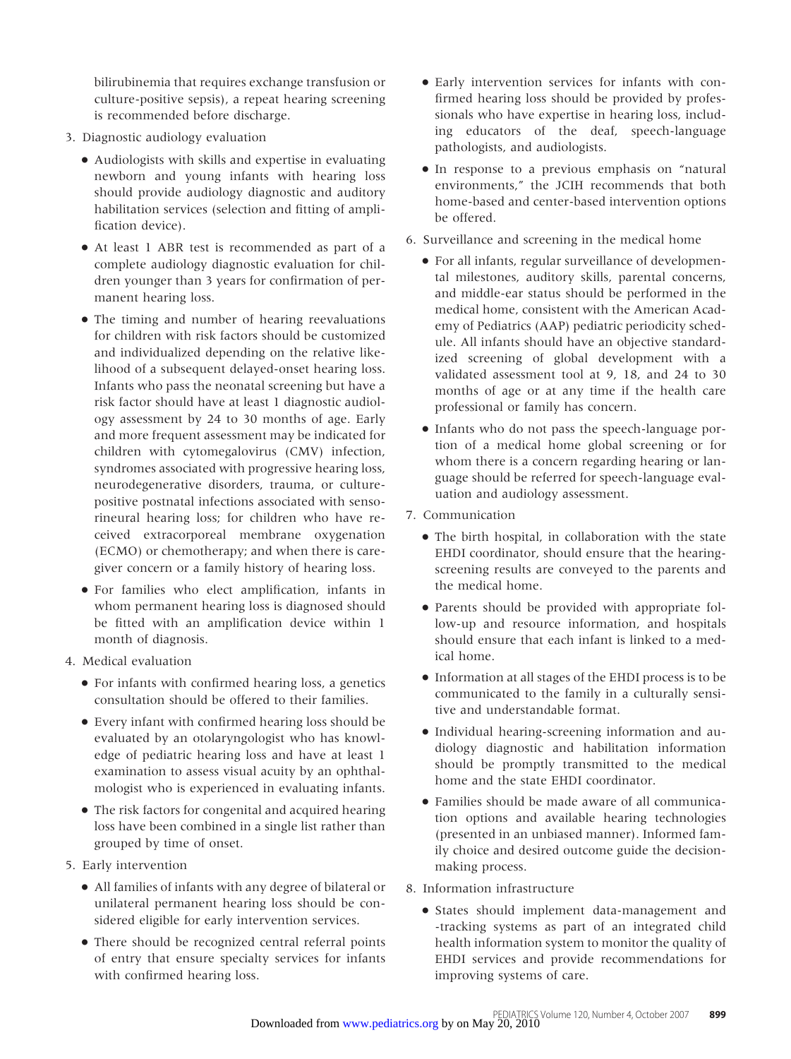bilirubinemia that requires exchange transfusion or culture-positive sepsis), a repeat hearing screening is recommended before discharge.

3. Diagnostic audiology evaluation
   - Audiologists with skills and expertise in evaluating newborn and young infants with hearing loss should provide audiology diagnostic and auditory habilitation services (selection and fitting of amplification device).
   - At least 1 ABR test is recommended as part of a complete audiology diagnostic evaluation for children younger than 3 years for confirmation of permanent hearing loss.
   - The timing and number of hearing reevaluations for children with risk factors should be customized and individualized depending on the relative likelihood of a subsequent delayed-onset hearing loss. Infants who pass the neonatal screening but have a risk factor should have at least 1 diagnostic audiology assessment by 24 to 30 months of age. Early and more frequent assessment may be indicated for children with cytomegalovirus (CMV) infection, syndromes associated with progressive hearing loss, neurodegenerative disorders, trauma, or culture-positive postnatal infections associated with sensorineural hearing loss; for children who have received extracorporeal membrane oxygenation (ECMO) or chemotherapy; and when there is caregiver concern or a family history of hearing loss.
   - For families who elect amplification, infants in whom permanent hearing loss is diagnosed should be fitted with an amplification device within 1 month of diagnosis.
4. Medical evaluation
   - For infants with confirmed hearing loss, a genetics consultation should be offered to their families.
   - Every infant with confirmed hearing loss should be evaluated by an otolaryngologist who has knowledge of pediatric hearing loss and have at least 1 examination to assess visual acuity by an ophthalmologist who is experienced in evaluating infants.
   - The risk factors for congenital and acquired hearing loss have been combined in a single list rather than grouped by time of onset.
5. Early intervention
   - All families of infants with any degree of bilateral or unilateral permanent hearing loss should be considered eligible for early intervention services.
   - There should be recognized central referral points of entry that ensure specialty services for infants with confirmed hearing loss.
   - Early intervention services for infants with confirmed hearing loss should be provided by professionals who have expertise in hearing loss, including educators of the deaf, speech-language pathologists, and audiologists.
   - In response to a previous emphasis on "natural environments," the JCIH recommends that both home-based and center-based intervention options be offered.
6. Surveillance and screening in the medical home
   - For all infants, regular surveillance of developmental milestones, auditory skills, parental concerns, and middle-ear status should be performed in the medical home, consistent with the American Academy of Pediatrics (AAP) pediatric periodicity schedule. All infants should have an objective standardized screening of global development with a validated assessment tool at 9, 18, and 24 to 30 months of age or at any time if the health care professional or family has concern.
   - Infants who do not pass the speech-language portion of a medical home global screening or for whom there is a concern regarding hearing or language should be referred for speech-language evaluation and audiology assessment.
7. Communication
   - The birth hospital, in collaboration with the state EHDI coordinator, should ensure that the hearing-screening results are conveyed to the parents and the medical home.
   - Parents should be provided with appropriate follow-up and resource information, and hospitals should ensure that each infant is linked to a medical home.
   - Information at all stages of the EHDI process is to be communicated to the family in a culturally sensitive and understandable format.
   - Individual hearing-screening information and audiology diagnostic and habilitation information should be promptly transmitted to the medical home and the state EHDI coordinator.
   - Families should be made aware of all communication options and available hearing technologies (presented in an unbiased manner). Informed family choice and desired outcome guide the decision-making process.
8. Information infrastructure
   - States should implement data-management and -tracking systems as part of an integrated child health information system to monitor the quality of EHDI services and provide recommendations for improving systems of care.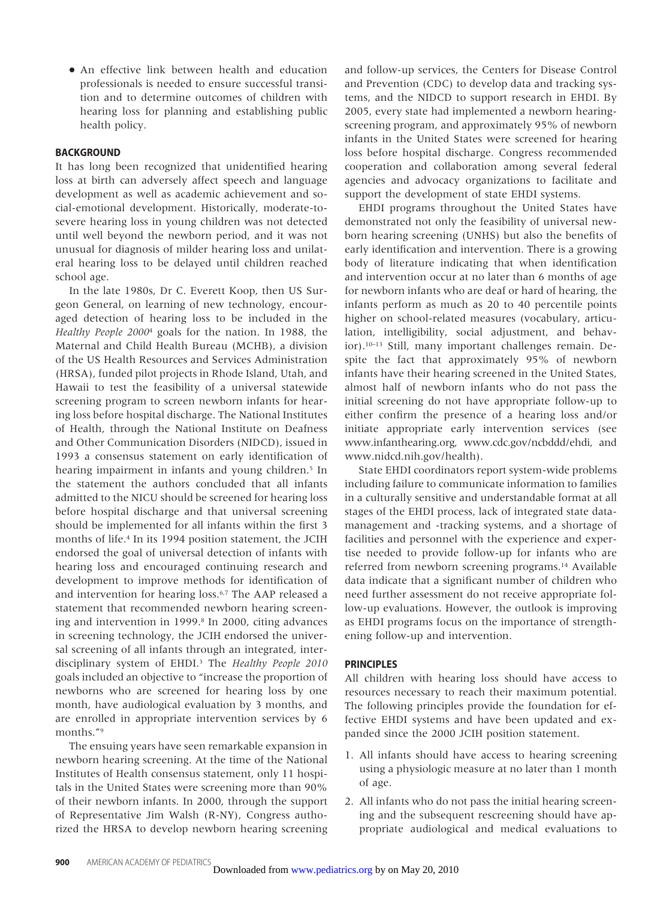- An effective link between health and education professionals is needed to ensure successful transition and to determine outcomes of children with hearing loss for planning and establishing public health policy.

## BACKGROUND

It has long been recognized that unidentified hearing loss at birth can adversely affect speech and language development as well as academic achievement and social-emotional development. Historically, moderate-to-severe hearing loss in young children was not detected until well beyond the newborn period, and it was not unusual for diagnosis of milder hearing loss and unilateral hearing loss to be delayed until children reached school age.

In the late 1980s, Dr C. Everett Koop, then US Surgeon General, on learning of new technology, encouraged detection of hearing loss to be included in the *Healthy People 2000*[4] goals for the nation. In 1988, the Maternal and Child Health Bureau (MCHB), a division of the US Health Resources and Services Administration (HRSA), funded pilot projects in Rhode Island, Utah, and Hawaii to test the feasibility of a universal statewide screening program to screen newborn infants for hearing loss before hospital discharge. The National Institutes of Health, through the National Institute on Deafness and Other Communication Disorders (NIDCD), issued in 1993 a consensus statement on early identification of hearing impairment in infants and young children.[5] In the statement the authors concluded that all infants admitted to the NICU should be screened for hearing loss before hospital discharge and that universal screening should be implemented for all infants within the first 3 months of life.[4] In its 1994 position statement, the JCIH endorsed the goal of universal detection of infants with hearing loss and encouraged continuing research and development to improve methods for identification of and intervention for hearing loss.[6,7] The AAP released a statement that recommended newborn hearing screening and intervention in 1999.[8] In 2000, citing advances in screening technology, the JCIH endorsed the universal screening of all infants through an integrated, interdisciplinary system of EHDI.[3] The *Healthy People 2010* goals included an objective to "increase the proportion of newborns who are screened for hearing loss by one month, have audiological evaluation by 3 months, and are enrolled in appropriate intervention services by 6 months."[9]

The ensuing years have seen remarkable expansion in newborn hearing screening. At the time of the National Institutes of Health consensus statement, only 11 hospitals in the United States were screening more than 90% of their newborn infants. In 2000, through the support of Representative Jim Walsh (R-NY), Congress authorized the HRSA to develop newborn hearing screening and follow-up services, the Centers for Disease Control and Prevention (CDC) to develop data and tracking systems, and the NIDCD to support research in EHDI. By 2005, every state had implemented a newborn hearing-screening program, and approximately 95% of newborn infants in the United States were screened for hearing loss before hospital discharge. Congress recommended cooperation and collaboration among several federal agencies and advocacy organizations to facilitate and support the development of state EHDI systems.

EHDI programs throughout the United States have demonstrated not only the feasibility of universal newborn hearing screening (UNHS) but also the benefits of early identification and intervention. There is a growing body of literature indicating that when identification and intervention occur at no later than 6 months of age for newborn infants who are deaf or hard of hearing, the infants perform as much as 20 to 40 percentile points higher on school-related measures (vocabulary, articulation, intelligibility, social adjustment, and behavior).[10–13] Still, many important challenges remain. Despite the fact that approximately 95% of newborn infants have their hearing screened in the United States, almost half of newborn infants who do not pass the initial screening do not have appropriate follow-up to either confirm the presence of a hearing loss and/or initiate appropriate early intervention services (see www.infanthearing.org, www.cdc.gov/ncbddd/ehdi, and www.nidcd.nih.gov/health).

State EHDI coordinators report system-wide problems including failure to communicate information to families in a culturally sensitive and understandable format at all stages of the EHDI process, lack of integrated state data-management and -tracking systems, and a shortage of facilities and personnel with the experience and expertise needed to provide follow-up for infants who are referred from newborn screening programs.[14] Available data indicate that a significant number of children who need further assessment do not receive appropriate follow-up evaluations. However, the outlook is improving as EHDI programs focus on the importance of strengthening follow-up and intervention.

## PRINCIPLES

All children with hearing loss should have access to resources necessary to reach their maximum potential. The following principles provide the foundation for effective EHDI systems and have been updated and expanded since the 2000 JCIH position statement.

1. All infants should have access to hearing screening using a physiologic measure at no later than 1 month of age.
2. All infants who do not pass the initial hearing screening and the subsequent rescreening should have appropriate audiological and medical evaluations to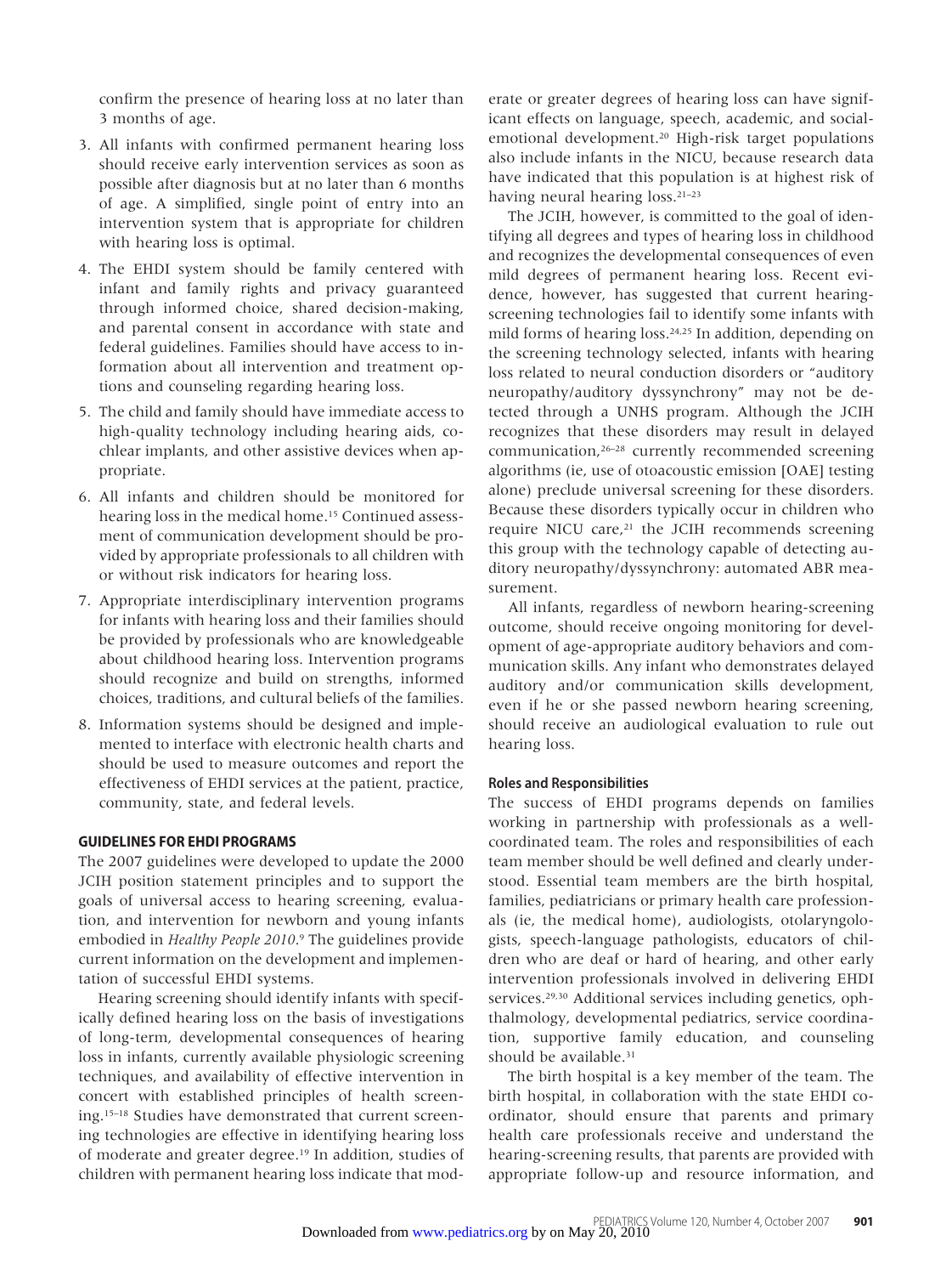confirm the presence of hearing loss at no later than 3 months of age.

3. All infants with confirmed permanent hearing loss should receive early intervention services as soon as possible after diagnosis but at no later than 6 months of age. A simplified, single point of entry into an intervention system that is appropriate for children with hearing loss is optimal.
4. The EHDI system should be family centered with infant and family rights and privacy guaranteed through informed choice, shared decision-making, and parental consent in accordance with state and federal guidelines. Families should have access to information about all intervention and treatment options and counseling regarding hearing loss.
5. The child and family should have immediate access to high-quality technology including hearing aids, cochlear implants, and other assistive devices when appropriate.
6. All infants and children should be monitored for hearing loss in the medical home.[15] Continued assessment of communication development should be provided by appropriate professionals to all children with or without risk indicators for hearing loss.
7. Appropriate interdisciplinary intervention programs for infants with hearing loss and their families should be provided by professionals who are knowledgeable about childhood hearing loss. Intervention programs should recognize and build on strengths, informed choices, traditions, and cultural beliefs of the families.
8. Information systems should be designed and implemented to interface with electronic health charts and should be used to measure outcomes and report the effectiveness of EHDI services at the patient, practice, community, state, and federal levels.

## GUIDELINES FOR EHDI PROGRAMS

The 2007 guidelines were developed to update the 2000 JCIH position statement principles and to support the goals of universal access to hearing screening, evaluation, and intervention for newborn and young infants embodied in *Healthy People 2010*.[9] The guidelines provide current information on the development and implementation of successful EHDI systems.

Hearing screening should identify infants with specifically defined hearing loss on the basis of investigations of long-term, developmental consequences of hearing loss in infants, currently available physiologic screening techniques, and availability of effective intervention in concert with established principles of health screening.[15–18] Studies have demonstrated that current screening technologies are effective in identifying hearing loss of moderate and greater degree.[19] In addition, studies of children with permanent hearing loss indicate that moderate or greater degrees of hearing loss can have significant effects on language, speech, academic, and social-emotional development.[20] High-risk target populations also include infants in the NICU, because research data have indicated that this population is at highest risk of having neural hearing loss.[21–23]

The JCIH, however, is committed to the goal of identifying all degrees and types of hearing loss in childhood and recognizes the developmental consequences of even mild degrees of permanent hearing loss. Recent evidence, however, has suggested that current hearing-screening technologies fail to identify some infants with mild forms of hearing loss.[24,25] In addition, depending on the screening technology selected, infants with hearing loss related to neural conduction disorders or "auditory neuropathy/auditory dyssynchrony" may not be detected through a UNHS program. Although the JCIH recognizes that these disorders may result in delayed communication,[26–28] currently recommended screening algorithms (ie, use of otoacoustic emission [OAE] testing alone) preclude universal screening for these disorders. Because these disorders typically occur in children who require NICU care,[21] the JCIH recommends screening this group with the technology capable of detecting auditory neuropathy/dyssynchrony: automated ABR measurement.

All infants, regardless of newborn hearing-screening outcome, should receive ongoing monitoring for development of age-appropriate auditory behaviors and communication skills. Any infant who demonstrates delayed auditory and/or communication skills development, even if he or she passed newborn hearing screening, should receive an audiological evaluation to rule out hearing loss.

### Roles and Responsibilities

The success of EHDI programs depends on families working in partnership with professionals as a well-coordinated team. The roles and responsibilities of each team member should be well defined and clearly understood. Essential team members are the birth hospital, families, pediatricians or primary health care professionals (ie, the medical home), audiologists, otolaryngologists, speech-language pathologists, educators of children who are deaf or hard of hearing, and other early intervention professionals involved in delivering EHDI services.[29,30] Additional services including genetics, ophthalmology, developmental pediatrics, service coordination, supportive family education, and counseling should be available.[31]

The birth hospital is a key member of the team. The birth hospital, in collaboration with the state EHDI coordinator, should ensure that parents and primary health care professionals receive and understand the hearing-screening results, that parents are provided with appropriate follow-up and resource information, and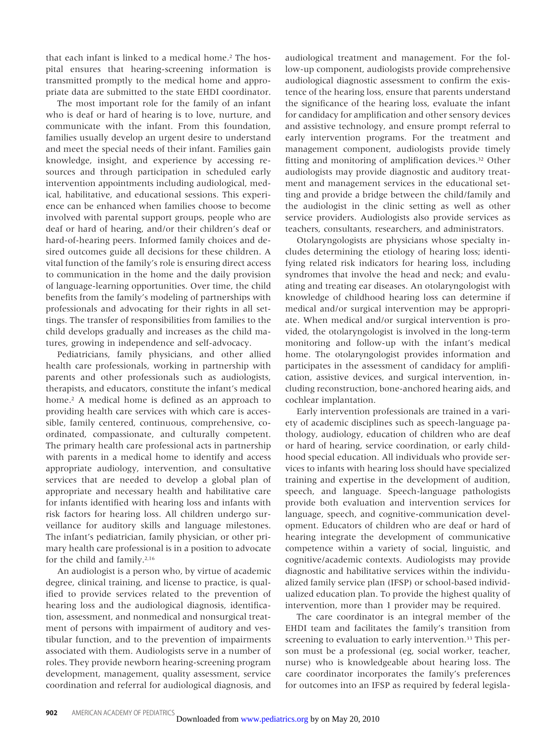that each infant is linked to a medical home.[2] The hospital ensures that hearing-screening information is transmitted promptly to the medical home and appropriate data are submitted to the state EHDI coordinator.

The most important role for the family of an infant who is deaf or hard of hearing is to love, nurture, and communicate with the infant. From this foundation, families usually develop an urgent desire to understand and meet the special needs of their infant. Families gain knowledge, insight, and experience by accessing resources and through participation in scheduled early intervention appointments including audiological, medical, habilitative, and educational sessions. This experience can be enhanced when families choose to become involved with parental support groups, people who are deaf or hard of hearing, and/or their children's deaf or hard-of-hearing peers. Informed family choices and desired outcomes guide all decisions for these children. A vital function of the family's role is ensuring direct access to communication in the home and the daily provision of language-learning opportunities. Over time, the child benefits from the family's modeling of partnerships with professionals and advocating for their rights in all settings. The transfer of responsibilities from families to the child develops gradually and increases as the child matures, growing in independence and self-advocacy.

Pediatricians, family physicians, and other allied health care professionals, working in partnership with parents and other professionals such as audiologists, therapists, and educators, constitute the infant's medical home.[2] A medical home is defined as an approach to providing health care services with which care is accessible, family centered, continuous, comprehensive, coordinated, compassionate, and culturally competent. The primary health care professional acts in partnership with parents in a medical home to identify and access appropriate audiology, intervention, and consultative services that are needed to develop a global plan of appropriate and necessary health and habilitative care for infants identified with hearing loss and infants with risk factors for hearing loss. All children undergo surveillance for auditory skills and language milestones. The infant's pediatrician, family physician, or other primary health care professional is in a position to advocate for the child and family.[2,16]

An audiologist is a person who, by virtue of academic degree, clinical training, and license to practice, is qualified to provide services related to the prevention of hearing loss and the audiological diagnosis, identification, assessment, and nonmedical and nonsurgical treatment of persons with impairment of auditory and vestibular function, and to the prevention of impairments associated with them. Audiologists serve in a number of roles. They provide newborn hearing-screening program development, management, quality assessment, service coordination and referral for audiological diagnosis, and audiological treatment and management. For the follow-up component, audiologists provide comprehensive audiological diagnostic assessment to confirm the existence of the hearing loss, ensure that parents understand the significance of the hearing loss, evaluate the infant for candidacy for amplification and other sensory devices and assistive technology, and ensure prompt referral to early intervention programs. For the treatment and management component, audiologists provide timely fitting and monitoring of amplification devices.[32] Other audiologists may provide diagnostic and auditory treatment and management services in the educational setting and provide a bridge between the child/family and the audiologist in the clinic setting as well as other service providers. Audiologists also provide services as teachers, consultants, researchers, and administrators.

Otolaryngologists are physicians whose specialty includes determining the etiology of hearing loss; identifying related risk indicators for hearing loss, including syndromes that involve the head and neck; and evaluating and treating ear diseases. An otolaryngologist with knowledge of childhood hearing loss can determine if medical and/or surgical intervention may be appropriate. When medical and/or surgical intervention is provided, the otolaryngologist is involved in the long-term monitoring and follow-up with the infant's medical home. The otolaryngologist provides information and participates in the assessment of candidacy for amplification, assistive devices, and surgical intervention, including reconstruction, bone-anchored hearing aids, and cochlear implantation.

Early intervention professionals are trained in a variety of academic disciplines such as speech-language pathology, audiology, education of children who are deaf or hard of hearing, service coordination, or early childhood special education. All individuals who provide services to infants with hearing loss should have specialized training and expertise in the development of audition, speech, and language. Speech-language pathologists provide both evaluation and intervention services for language, speech, and cognitive-communication development. Educators of children who are deaf or hard of hearing integrate the development of communicative competence within a variety of social, linguistic, and cognitive/academic contexts. Audiologists may provide diagnostic and habilitative services within the individualized family service plan (IFSP) or school-based individualized education plan. To provide the highest quality of intervention, more than 1 provider may be required.

The care coordinator is an integral member of the EHDI team and facilitates the family's transition from screening to evaluation to early intervention.[33] This person must be a professional (eg, social worker, teacher, nurse) who is knowledgeable about hearing loss. The care coordinator incorporates the family's preferences for outcomes into an IFSP as required by federal legisla-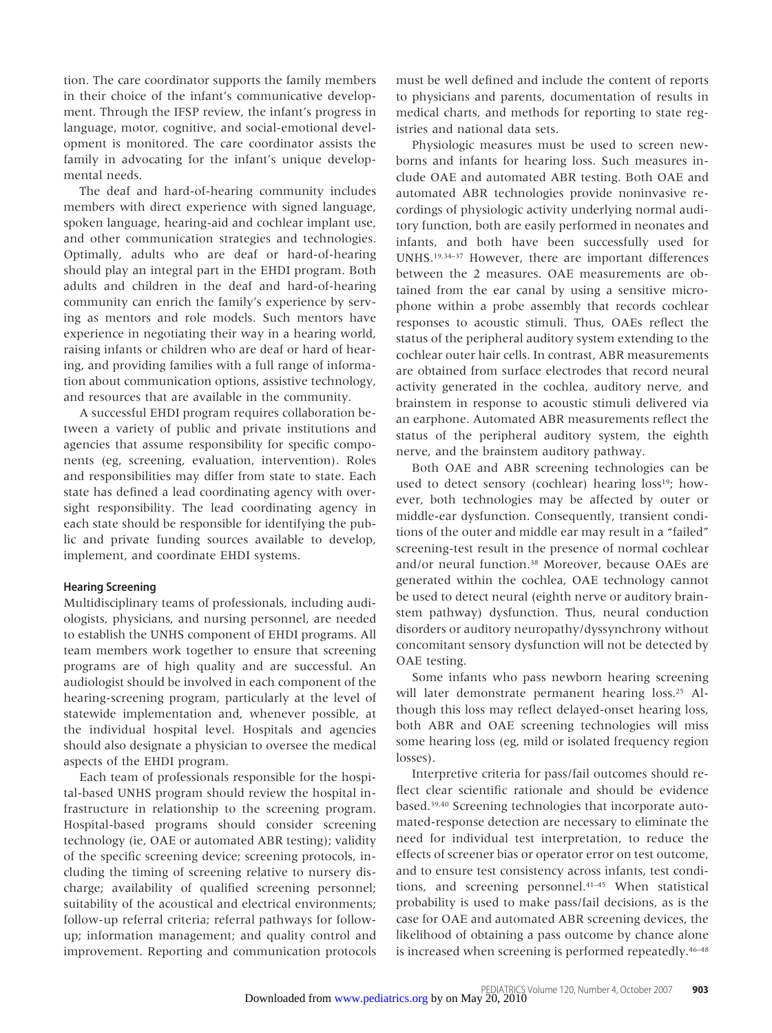tion. The care coordinator supports the family members in their choice of the infant's communicative development. Through the IFSP review, the infant's progress in language, motor, cognitive, and social-emotional development is monitored. The care coordinator assists the family in advocating for the infant's unique developmental needs.

The deaf and hard-of-hearing community includes members with direct experience with signed language, spoken language, hearing-aid and cochlear implant use, and other communication strategies and technologies. Optimally, adults who are deaf or hard-of-hearing should play an integral part in the EHDI program. Both adults and children in the deaf and hard-of-hearing community can enrich the family's experience by serving as mentors and role models. Such mentors have experience in negotiating their way in a hearing world, raising infants or children who are deaf or hard of hearing, and providing families with a full range of information about communication options, assistive technology, and resources that are available in the community.

A successful EHDI program requires collaboration between a variety of public and private institutions and agencies that assume responsibility for specific components (eg, screening, evaluation, intervention). Roles and responsibilities may differ from state to state. Each state has defined a lead coordinating agency with oversight responsibility. The lead coordinating agency in each state should be responsible for identifying the public and private funding sources available to develop, implement, and coordinate EHDI systems.

### Hearing Screening

Multidisciplinary teams of professionals, including audiologists, physicians, and nursing personnel, are needed to establish the UNHS component of EHDI programs. All team members work together to ensure that screening programs are of high quality and are successful. An audiologist should be involved in each component of the hearing-screening program, particularly at the level of statewide implementation and, whenever possible, at the individual hospital level. Hospitals and agencies should also designate a physician to oversee the medical aspects of the EHDI program.

Each team of professionals responsible for the hospital-based UNHS program should review the hospital infrastructure in relationship to the screening program. Hospital-based programs should consider screening technology (ie, OAE or automated ABR testing); validity of the specific screening device; screening protocols, including the timing of screening relative to nursery discharge; availability of qualified screening personnel; suitability of the acoustical and electrical environments; follow-up referral criteria; referral pathways for follow-up; information management; and quality control and improvement. Reporting and communication protocols must be well defined and include the content of reports to physicians and parents, documentation of results in medical charts, and methods for reporting to state registries and national data sets.

Physiologic measures must be used to screen newborns and infants for hearing loss. Such measures include OAE and automated ABR testing. Both OAE and automated ABR technologies provide noninvasive recordings of physiologic activity underlying normal auditory function, both are easily performed in neonates and infants, and both have been successfully used for UNHS.[19,34–37] However, there are important differences between the 2 measures. OAE measurements are obtained from the ear canal by using a sensitive microphone within a probe assembly that records cochlear responses to acoustic stimuli. Thus, OAEs reflect the status of the peripheral auditory system extending to the cochlear outer hair cells. In contrast, ABR measurements are obtained from surface electrodes that record neural activity generated in the cochlea, auditory nerve, and brainstem in response to acoustic stimuli delivered via an earphone. Automated ABR measurements reflect the status of the peripheral auditory system, the eighth nerve, and the brainstem auditory pathway.

Both OAE and ABR screening technologies can be used to detect sensory (cochlear) hearing loss[19]; however, both technologies may be affected by outer or middle-ear dysfunction. Consequently, transient conditions of the outer and middle ear may result in a "failed" screening-test result in the presence of normal cochlear and/or neural function.[38] Moreover, because OAEs are generated within the cochlea, OAE technology cannot be used to detect neural (eighth nerve or auditory brainstem pathway) dysfunction. Thus, neural conduction disorders or auditory neuropathy/dyssynchrony without concomitant sensory dysfunction will not be detected by OAE testing.

Some infants who pass newborn hearing screening will later demonstrate permanent hearing loss.[25] Although this loss may reflect delayed-onset hearing loss, both ABR and OAE screening technologies will miss some hearing loss (eg, mild or isolated frequency region losses).

Interpretive criteria for pass/fail outcomes should reflect clear scientific rationale and should be evidence based.[39,40] Screening technologies that incorporate automated-response detection are necessary to eliminate the need for individual test interpretation, to reduce the effects of screener bias or operator error on test outcome, and to ensure test consistency across infants, test conditions, and screening personnel.[41–45] When statistical probability is used to make pass/fail decisions, as is the case for OAE and automated ABR screening devices, the likelihood of obtaining a pass outcome by chance alone is increased when screening is performed repeatedly.[46–48]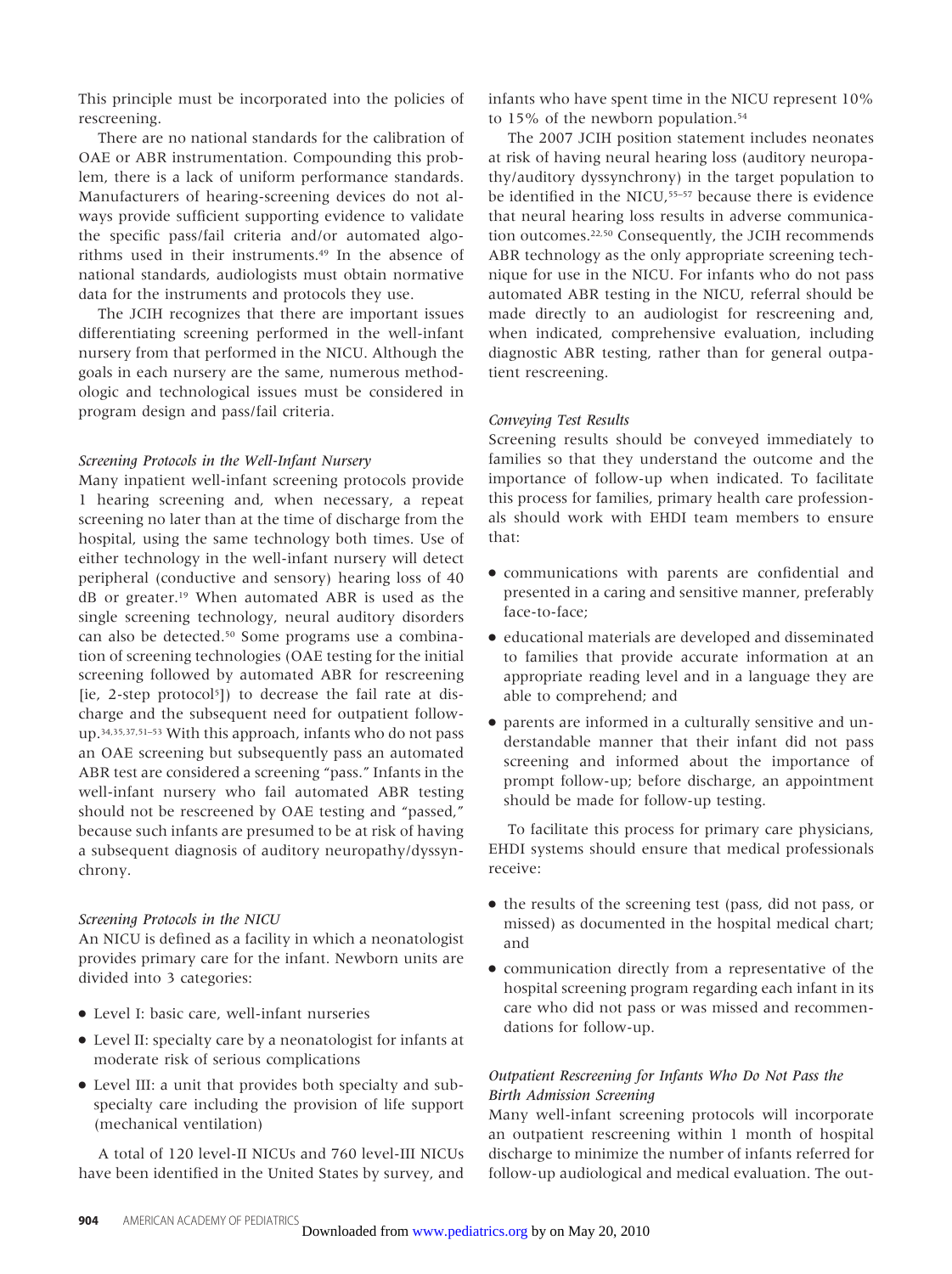This principle must be incorporated into the policies of rescreening.

There are no national standards for the calibration of OAE or ABR instrumentation. Compounding this problem, there is a lack of uniform performance standards. Manufacturers of hearing-screening devices do not always provide sufficient supporting evidence to validate the specific pass/fail criteria and/or automated algorithms used in their instruments.[49] In the absence of national standards, audiologists must obtain normative data for the instruments and protocols they use.

The JCIH recognizes that there are important issues differentiating screening performed in the well-infant nursery from that performed in the NICU. Although the goals in each nursery are the same, numerous methodologic and technological issues must be considered in program design and pass/fail criteria.

*Screening Protocols in the Well-Infant Nursery*

Many inpatient well-infant screening protocols provide 1 hearing screening and, when necessary, a repeat screening no later than at the time of discharge from the hospital, using the same technology both times. Use of either technology in the well-infant nursery will detect peripheral (conductive and sensory) hearing loss of 40 dB or greater.[19] When automated ABR is used as the single screening technology, neural auditory disorders can also be detected.[50] Some programs use a combination of screening technologies (OAE testing for the initial screening followed by automated ABR for rescreening [ie, 2-step protocol[5]]) to decrease the fail rate at discharge and the subsequent need for outpatient follow-up.[34,35,37,51–53] With this approach, infants who do not pass an OAE screening but subsequently pass an automated ABR test are considered a screening "pass." Infants in the well-infant nursery who fail automated ABR testing should not be rescreened by OAE testing and "passed," because such infants are presumed to be at risk of having a subsequent diagnosis of auditory neuropathy/dyssynchrony.

*Screening Protocols in the NICU*

An NICU is defined as a facility in which a neonatologist provides primary care for the infant. Newborn units are divided into 3 categories:

- Level I: basic care, well-infant nurseries
- Level II: specialty care by a neonatologist for infants at moderate risk of serious complications
- Level III: a unit that provides both specialty and subspecialty care including the provision of life support (mechanical ventilation)

A total of 120 level-II NICUs and 760 level-III NICUs have been identified in the United States by survey, and infants who have spent time in the NICU represent 10% to 15% of the newborn population.[54]

The 2007 JCIH position statement includes neonates at risk of having neural hearing loss (auditory neuropathy/auditory dyssynchrony) in the target population to be identified in the NICU,[55–57] because there is evidence that neural hearing loss results in adverse communication outcomes.[22,50] Consequently, the JCIH recommends ABR technology as the only appropriate screening technique for use in the NICU. For infants who do not pass automated ABR testing in the NICU, referral should be made directly to an audiologist for rescreening and, when indicated, comprehensive evaluation, including diagnostic ABR testing, rather than for general outpatient rescreening.

*Conveying Test Results*

Screening results should be conveyed immediately to families so that they understand the outcome and the importance of follow-up when indicated. To facilitate this process for families, primary health care professionals should work with EHDI team members to ensure that:

- communications with parents are confidential and presented in a caring and sensitive manner, preferably face-to-face;
- educational materials are developed and disseminated to families that provide accurate information at an appropriate reading level and in a language they are able to comprehend; and
- parents are informed in a culturally sensitive and understandable manner that their infant did not pass screening and informed about the importance of prompt follow-up; before discharge, an appointment should be made for follow-up testing.

To facilitate this process for primary care physicians, EHDI systems should ensure that medical professionals receive:

- the results of the screening test (pass, did not pass, or missed) as documented in the hospital medical chart; and
- communication directly from a representative of the hospital screening program regarding each infant in its care who did not pass or was missed and recommendations for follow-up.

*Outpatient Rescreening for Infants Who Do Not Pass the Birth Admission Screening*

Many well-infant screening protocols will incorporate an outpatient rescreening within 1 month of hospital discharge to minimize the number of infants referred for follow-up audiological and medical evaluation. The out-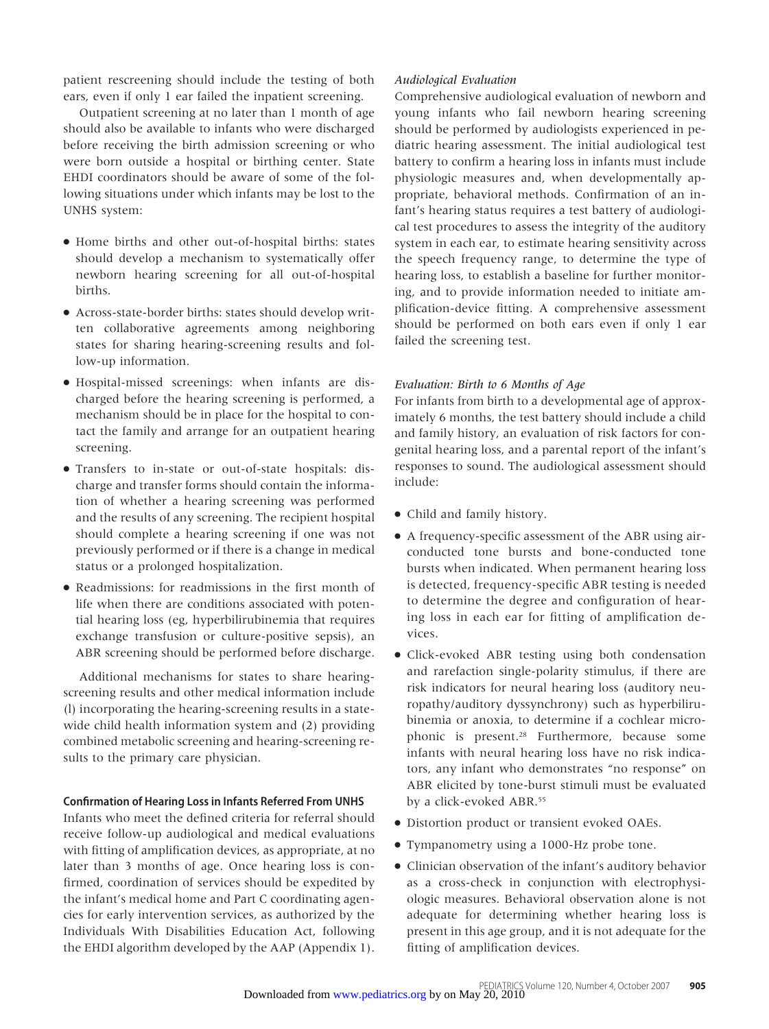patient rescreening should include the testing of both ears, even if only 1 ear failed the inpatient screening.

Outpatient screening at no later than 1 month of age should also be available to infants who were discharged before receiving the birth admission screening or who were born outside a hospital or birthing center. State EHDI coordinators should be aware of some of the following situations under which infants may be lost to the UNHS system:

- Home births and other out-of-hospital births: states should develop a mechanism to systematically offer newborn hearing screening for all out-of-hospital births.
- Across-state-border births: states should develop written collaborative agreements among neighboring states for sharing hearing-screening results and follow-up information.
- Hospital-missed screenings: when infants are discharged before the hearing screening is performed, a mechanism should be in place for the hospital to contact the family and arrange for an outpatient hearing screening.
- Transfers to in-state or out-of-state hospitals: discharge and transfer forms should contain the information of whether a hearing screening was performed and the results of any screening. The recipient hospital should complete a hearing screening if one was not previously performed or if there is a change in medical status or a prolonged hospitalization.
- Readmissions: for readmissions in the first month of life when there are conditions associated with potential hearing loss (eg, hyperbilirubinemia that requires exchange transfusion or culture-positive sepsis), an ABR screening should be performed before discharge.

Additional mechanisms for states to share hearing-screening results and other medical information include (l) incorporating the hearing-screening results in a statewide child health information system and (2) providing combined metabolic screening and hearing-screening results to the primary care physician.

### Confirmation of Hearing Loss in Infants Referred From UNHS

Infants who meet the defined criteria for referral should receive follow-up audiological and medical evaluations with fitting of amplification devices, as appropriate, at no later than 3 months of age. Once hearing loss is confirmed, coordination of services should be expedited by the infant's medical home and Part C coordinating agencies for early intervention services, as authorized by the Individuals With Disabilities Education Act, following the EHDI algorithm developed by the AAP (Appendix 1).

#### *Audiological Evaluation*

Comprehensive audiological evaluation of newborn and young infants who fail newborn hearing screening should be performed by audiologists experienced in pediatric hearing assessment. The initial audiological test battery to confirm a hearing loss in infants must include physiologic measures and, when developmentally appropriate, behavioral methods. Confirmation of an infant's hearing status requires a test battery of audiological test procedures to assess the integrity of the auditory system in each ear, to estimate hearing sensitivity across the speech frequency range, to determine the type of hearing loss, to establish a baseline for further monitoring, and to provide information needed to initiate amplification-device fitting. A comprehensive assessment should be performed on both ears even if only 1 ear failed the screening test.

#### *Evaluation: Birth to 6 Months of Age*

For infants from birth to a developmental age of approximately 6 months, the test battery should include a child and family history, an evaluation of risk factors for congenital hearing loss, and a parental report of the infant's responses to sound. The audiological assessment should include:

- Child and family history.
- A frequency-specific assessment of the ABR using air-conducted tone bursts and bone-conducted tone bursts when indicated. When permanent hearing loss is detected, frequency-specific ABR testing is needed to determine the degree and configuration of hearing loss in each ear for fitting of amplification devices.
- Click-evoked ABR testing using both condensation and rarefaction single-polarity stimulus, if there are risk indicators for neural hearing loss (auditory neuropathy/auditory dyssynchrony) such as hyperbilirubinemia or anoxia, to determine if a cochlear microphonic is present.[28] Furthermore, because some infants with neural hearing loss have no risk indicators, any infant who demonstrates "no response" on ABR elicited by tone-burst stimuli must be evaluated by a click-evoked ABR.[55]
- Distortion product or transient evoked OAEs.
- Tympanometry using a 1000-Hz probe tone.
- Clinician observation of the infant's auditory behavior as a cross-check in conjunction with electrophysiologic measures. Behavioral observation alone is not adequate for determining whether hearing loss is present in this age group, and it is not adequate for the fitting of amplification devices.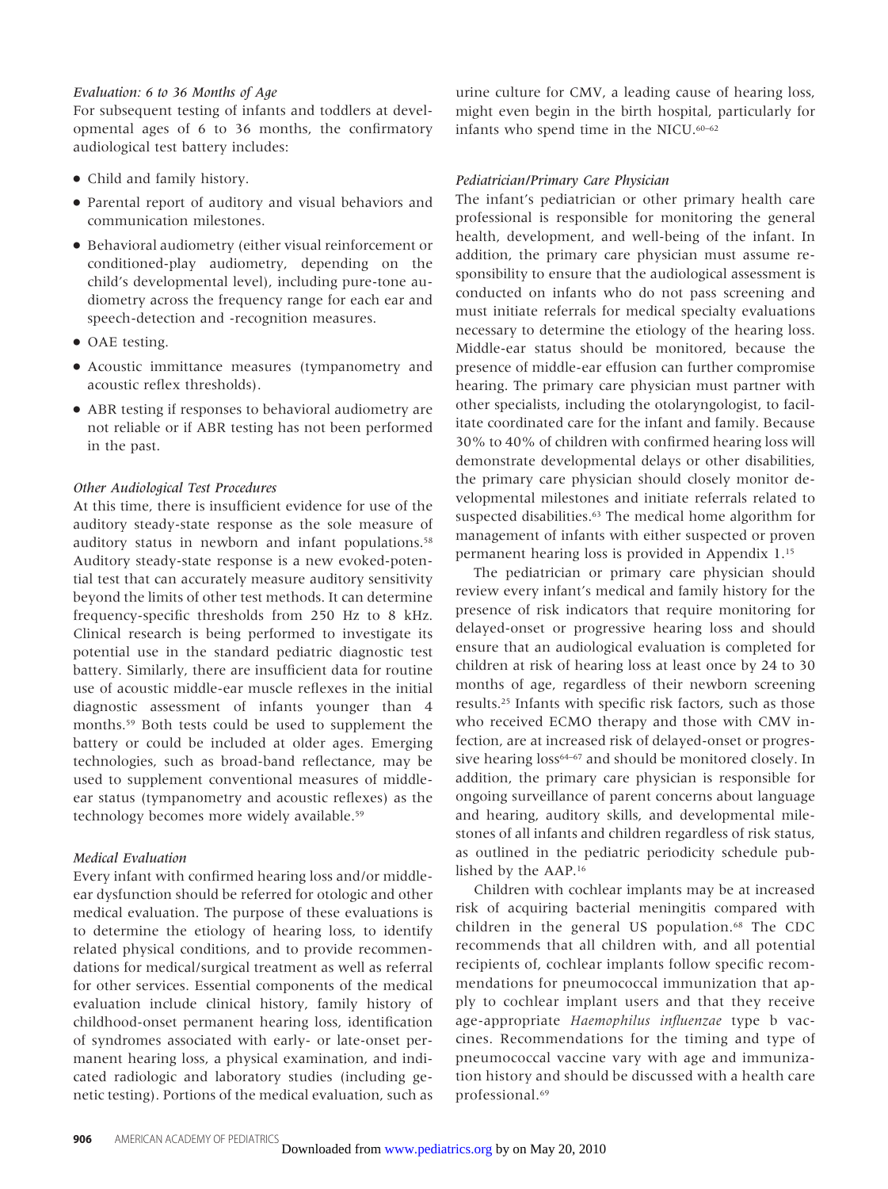*Evaluation: 6 to 36 Months of Age*

For subsequent testing of infants and toddlers at developmental ages of 6 to 36 months, the confirmatory audiological test battery includes:

- Child and family history.
- Parental report of auditory and visual behaviors and communication milestones.
- Behavioral audiometry (either visual reinforcement or conditioned-play audiometry, depending on the child's developmental level), including pure-tone audiometry across the frequency range for each ear and speech-detection and -recognition measures.
- OAE testing.
- Acoustic immittance measures (tympanometry and acoustic reflex thresholds).
- ABR testing if responses to behavioral audiometry are not reliable or if ABR testing has not been performed in the past.

*Other Audiological Test Procedures*

At this time, there is insufficient evidence for use of the auditory steady-state response as the sole measure of auditory status in newborn and infant populations.[58] Auditory steady-state response is a new evoked-potential test that can accurately measure auditory sensitivity beyond the limits of other test methods. It can determine frequency-specific thresholds from 250 Hz to 8 kHz. Clinical research is being performed to investigate its potential use in the standard pediatric diagnostic test battery. Similarly, there are insufficient data for routine use of acoustic middle-ear muscle reflexes in the initial diagnostic assessment of infants younger than 4 months.[59] Both tests could be used to supplement the battery or could be included at older ages. Emerging technologies, such as broad-band reflectance, may be used to supplement conventional measures of middle-ear status (tympanometry and acoustic reflexes) as the technology becomes more widely available.[59]

*Medical Evaluation*

Every infant with confirmed hearing loss and/or middle-ear dysfunction should be referred for otologic and other medical evaluation. The purpose of these evaluations is to determine the etiology of hearing loss, to identify related physical conditions, and to provide recommendations for medical/surgical treatment as well as referral for other services. Essential components of the medical evaluation include clinical history, family history of childhood-onset permanent hearing loss, identification of syndromes associated with early- or late-onset permanent hearing loss, a physical examination, and indicated radiologic and laboratory studies (including genetic testing). Portions of the medical evaluation, such as urine culture for CMV, a leading cause of hearing loss, might even begin in the birth hospital, particularly for infants who spend time in the NICU.[60–62]

*Pediatrician/Primary Care Physician*

The infant's pediatrician or other primary health care professional is responsible for monitoring the general health, development, and well-being of the infant. In addition, the primary care physician must assume responsibility to ensure that the audiological assessment is conducted on infants who do not pass screening and must initiate referrals for medical specialty evaluations necessary to determine the etiology of the hearing loss. Middle-ear status should be monitored, because the presence of middle-ear effusion can further compromise hearing. The primary care physician must partner with other specialists, including the otolaryngologist, to facilitate coordinated care for the infant and family. Because 30% to 40% of children with confirmed hearing loss will demonstrate developmental delays or other disabilities, the primary care physician should closely monitor developmental milestones and initiate referrals related to suspected disabilities.[63] The medical home algorithm for management of infants with either suspected or proven permanent hearing loss is provided in Appendix 1.[15]

The pediatrician or primary care physician should review every infant's medical and family history for the presence of risk indicators that require monitoring for delayed-onset or progressive hearing loss and should ensure that an audiological evaluation is completed for children at risk of hearing loss at least once by 24 to 30 months of age, regardless of their newborn screening results.[25] Infants with specific risk factors, such as those who received ECMO therapy and those with CMV infection, are at increased risk of delayed-onset or progressive hearing loss[64–67] and should be monitored closely. In addition, the primary care physician is responsible for ongoing surveillance of parent concerns about language and hearing, auditory skills, and developmental milestones of all infants and children regardless of risk status, as outlined in the pediatric periodicity schedule published by the AAP.[16]

Children with cochlear implants may be at increased risk of acquiring bacterial meningitis compared with children in the general US population.[68] The CDC recommends that all children with, and all potential recipients of, cochlear implants follow specific recommendations for pneumococcal immunization that apply to cochlear implant users and that they receive age-appropriate *Haemophilus influenzae* type b vaccines. Recommendations for the timing and type of pneumococcal vaccine vary with age and immunization history and should be discussed with a health care professional.[69]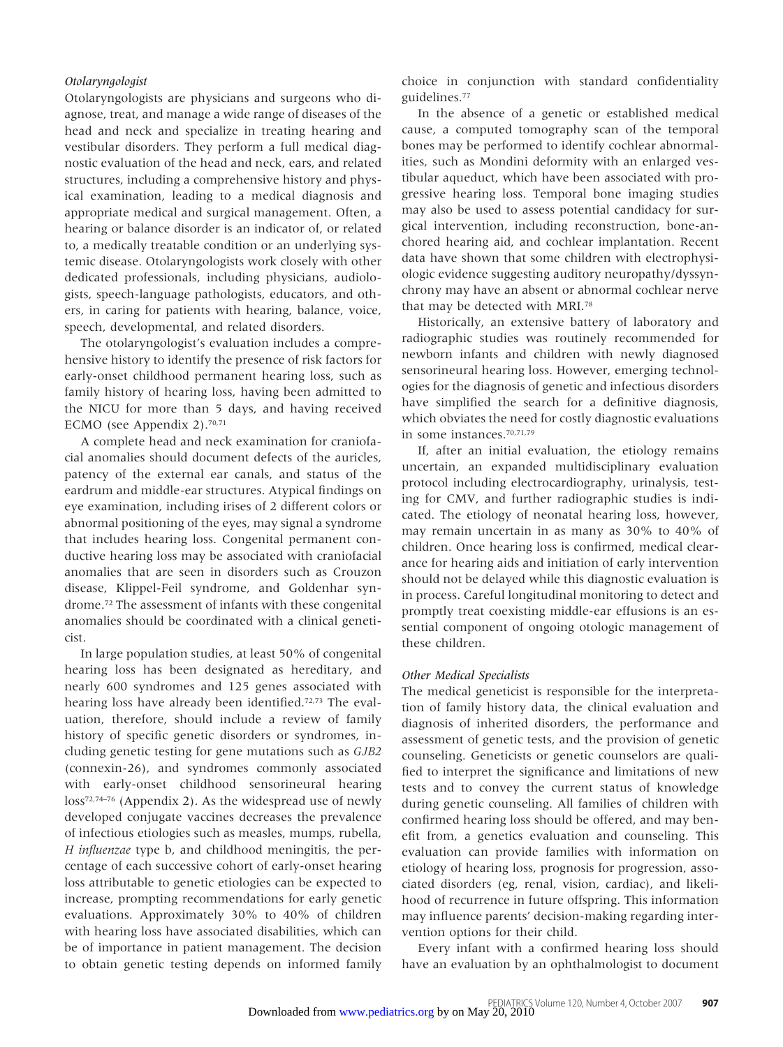*Otolaryngologist*

Otolaryngologists are physicians and surgeons who diagnose, treat, and manage a wide range of diseases of the head and neck and specialize in treating hearing and vestibular disorders. They perform a full medical diagnostic evaluation of the head and neck, ears, and related structures, including a comprehensive history and physical examination, leading to a medical diagnosis and appropriate medical and surgical management. Often, a hearing or balance disorder is an indicator of, or related to, a medically treatable condition or an underlying systemic disease. Otolaryngologists work closely with other dedicated professionals, including physicians, audiologists, speech-language pathologists, educators, and others, in caring for patients with hearing, balance, voice, speech, developmental, and related disorders.

The otolaryngologist's evaluation includes a comprehensive history to identify the presence of risk factors for early-onset childhood permanent hearing loss, such as family history of hearing loss, having been admitted to the NICU for more than 5 days, and having received ECMO (see Appendix 2).[70,71]

A complete head and neck examination for craniofacial anomalies should document defects of the auricles, patency of the external ear canals, and status of the eardrum and middle-ear structures. Atypical findings on eye examination, including irises of 2 different colors or abnormal positioning of the eyes, may signal a syndrome that includes hearing loss. Congenital permanent conductive hearing loss may be associated with craniofacial anomalies that are seen in disorders such as Crouzon disease, Klippel-Feil syndrome, and Goldenhar syndrome.[72] The assessment of infants with these congenital anomalies should be coordinated with a clinical geneticist.

In large population studies, at least 50% of congenital hearing loss has been designated as hereditary, and nearly 600 syndromes and 125 genes associated with hearing loss have already been identified.[72,73] The evaluation, therefore, should include a review of family history of specific genetic disorders or syndromes, including genetic testing for gene mutations such as *GJB2* (connexin-26), and syndromes commonly associated with early-onset childhood sensorineural hearing loss[72,74–76] (Appendix 2). As the widespread use of newly developed conjugate vaccines decreases the prevalence of infectious etiologies such as measles, mumps, rubella, *H influenzae* type b, and childhood meningitis, the percentage of each successive cohort of early-onset hearing loss attributable to genetic etiologies can be expected to increase, prompting recommendations for early genetic evaluations. Approximately 30% to 40% of children with hearing loss have associated disabilities, which can be of importance in patient management. The decision to obtain genetic testing depends on informed family choice in conjunction with standard confidentiality guidelines.[77]

In the absence of a genetic or established medical cause, a computed tomography scan of the temporal bones may be performed to identify cochlear abnormalities, such as Mondini deformity with an enlarged vestibular aqueduct, which have been associated with progressive hearing loss. Temporal bone imaging studies may also be used to assess potential candidacy for surgical intervention, including reconstruction, bone-anchored hearing aid, and cochlear implantation. Recent data have shown that some children with electrophysiologic evidence suggesting auditory neuropathy/dyssynchrony may have an absent or abnormal cochlear nerve that may be detected with MRI.[78]

Historically, an extensive battery of laboratory and radiographic studies was routinely recommended for newborn infants and children with newly diagnosed sensorineural hearing loss. However, emerging technologies for the diagnosis of genetic and infectious disorders have simplified the search for a definitive diagnosis, which obviates the need for costly diagnostic evaluations in some instances.[70,71,79]

If, after an initial evaluation, the etiology remains uncertain, an expanded multidisciplinary evaluation protocol including electrocardiography, urinalysis, testing for CMV, and further radiographic studies is indicated. The etiology of neonatal hearing loss, however, may remain uncertain in as many as 30% to 40% of children. Once hearing loss is confirmed, medical clearance for hearing aids and initiation of early intervention should not be delayed while this diagnostic evaluation is in process. Careful longitudinal monitoring to detect and promptly treat coexisting middle-ear effusions is an essential component of ongoing otologic management of these children.

*Other Medical Specialists*

The medical geneticist is responsible for the interpretation of family history data, the clinical evaluation and diagnosis of inherited disorders, the performance and assessment of genetic tests, and the provision of genetic counseling. Geneticists or genetic counselors are qualified to interpret the significance and limitations of new tests and to convey the current status of knowledge during genetic counseling. All families of children with confirmed hearing loss should be offered, and may benefit from, a genetics evaluation and counseling. This evaluation can provide families with information on etiology of hearing loss, prognosis for progression, associated disorders (eg, renal, vision, cardiac), and likelihood of recurrence in future offspring. This information may influence parents' decision-making regarding intervention options for their child.

Every infant with a confirmed hearing loss should have an evaluation by an ophthalmologist to document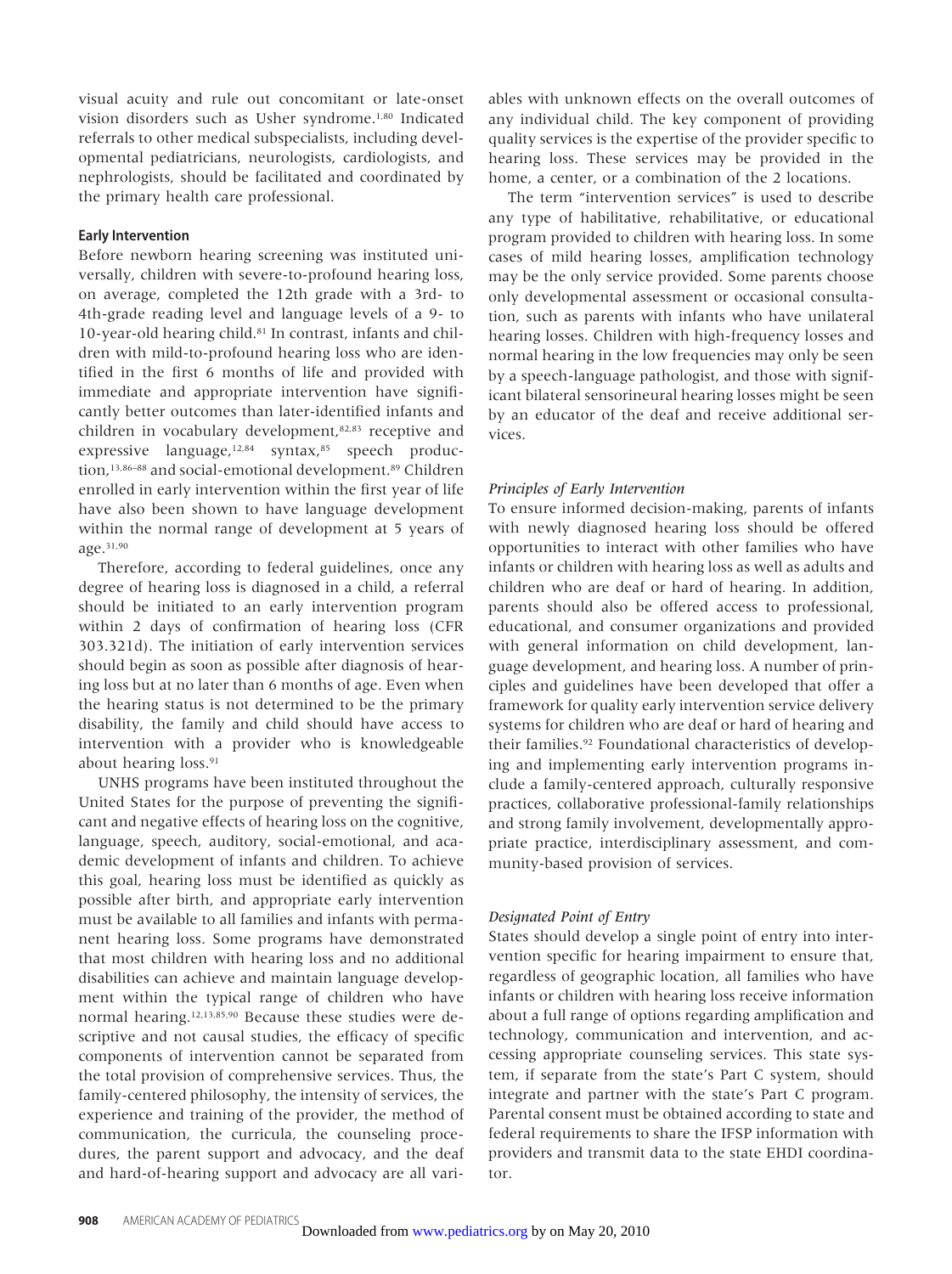visual acuity and rule out concomitant or late-onset vision disorders such as Usher syndrome.[1,80] Indicated referrals to other medical subspecialists, including developmental pediatricians, neurologists, cardiologists, and nephrologists, should be facilitated and coordinated by the primary health care professional.

### Early Intervention

Before newborn hearing screening was instituted universally, children with severe-to-profound hearing loss, on average, completed the 12th grade with a 3rd- to 4th-grade reading level and language levels of a 9- to 10-year-old hearing child.[81] In contrast, infants and children with mild-to-profound hearing loss who are identified in the first 6 months of life and provided with immediate and appropriate intervention have significantly better outcomes than later-identified infants and children in vocabulary development,[82,83] receptive and expressive language,[12,84] syntax,[85] speech production,[13,86–88] and social-emotional development.[89] Children enrolled in early intervention within the first year of life have also been shown to have language development within the normal range of development at 5 years of age.[31,90]

Therefore, according to federal guidelines, once any degree of hearing loss is diagnosed in a child, a referral should be initiated to an early intervention program within 2 days of confirmation of hearing loss (CFR 303.321d). The initiation of early intervention services should begin as soon as possible after diagnosis of hearing loss but at no later than 6 months of age. Even when the hearing status is not determined to be the primary disability, the family and child should have access to intervention with a provider who is knowledgeable about hearing loss.[91]

UNHS programs have been instituted throughout the United States for the purpose of preventing the significant and negative effects of hearing loss on the cognitive, language, speech, auditory, social-emotional, and academic development of infants and children. To achieve this goal, hearing loss must be identified as quickly as possible after birth, and appropriate early intervention must be available to all families and infants with permanent hearing loss. Some programs have demonstrated that most children with hearing loss and no additional disabilities can achieve and maintain language development within the typical range of children who have normal hearing.[12,13,85,90] Because these studies were descriptive and not causal studies, the efficacy of specific components of intervention cannot be separated from the total provision of comprehensive services. Thus, the family-centered philosophy, the intensity of services, the experience and training of the provider, the method of communication, the curricula, the counseling procedures, the parent support and advocacy, and the deaf and hard-of-hearing support and advocacy are all variables with unknown effects on the overall outcomes of any individual child. The key component of providing quality services is the expertise of the provider specific to hearing loss. These services may be provided in the home, a center, or a combination of the 2 locations.

The term "intervention services" is used to describe any type of habilitative, rehabilitative, or educational program provided to children with hearing loss. In some cases of mild hearing losses, amplification technology may be the only service provided. Some parents choose only developmental assessment or occasional consultation, such as parents with infants who have unilateral hearing losses. Children with high-frequency losses and normal hearing in the low frequencies may only be seen by a speech-language pathologist, and those with significant bilateral sensorineural hearing losses might be seen by an educator of the deaf and receive additional services.

#### *Principles of Early Intervention*

To ensure informed decision-making, parents of infants with newly diagnosed hearing loss should be offered opportunities to interact with other families who have infants or children with hearing loss as well as adults and children who are deaf or hard of hearing. In addition, parents should also be offered access to professional, educational, and consumer organizations and provided with general information on child development, language development, and hearing loss. A number of principles and guidelines have been developed that offer a framework for quality early intervention service delivery systems for children who are deaf or hard of hearing and their families.[92] Foundational characteristics of developing and implementing early intervention programs include a family-centered approach, culturally responsive practices, collaborative professional-family relationships and strong family involvement, developmentally appropriate practice, interdisciplinary assessment, and community-based provision of services.

#### *Designated Point of Entry*

States should develop a single point of entry into intervention specific for hearing impairment to ensure that, regardless of geographic location, all families who have infants or children with hearing loss receive information about a full range of options regarding amplification and technology, communication and intervention, and accessing appropriate counseling services. This state system, if separate from the state's Part C system, should integrate and partner with the state's Part C program. Parental consent must be obtained according to state and federal requirements to share the IFSP information with providers and transmit data to the state EHDI coordinator.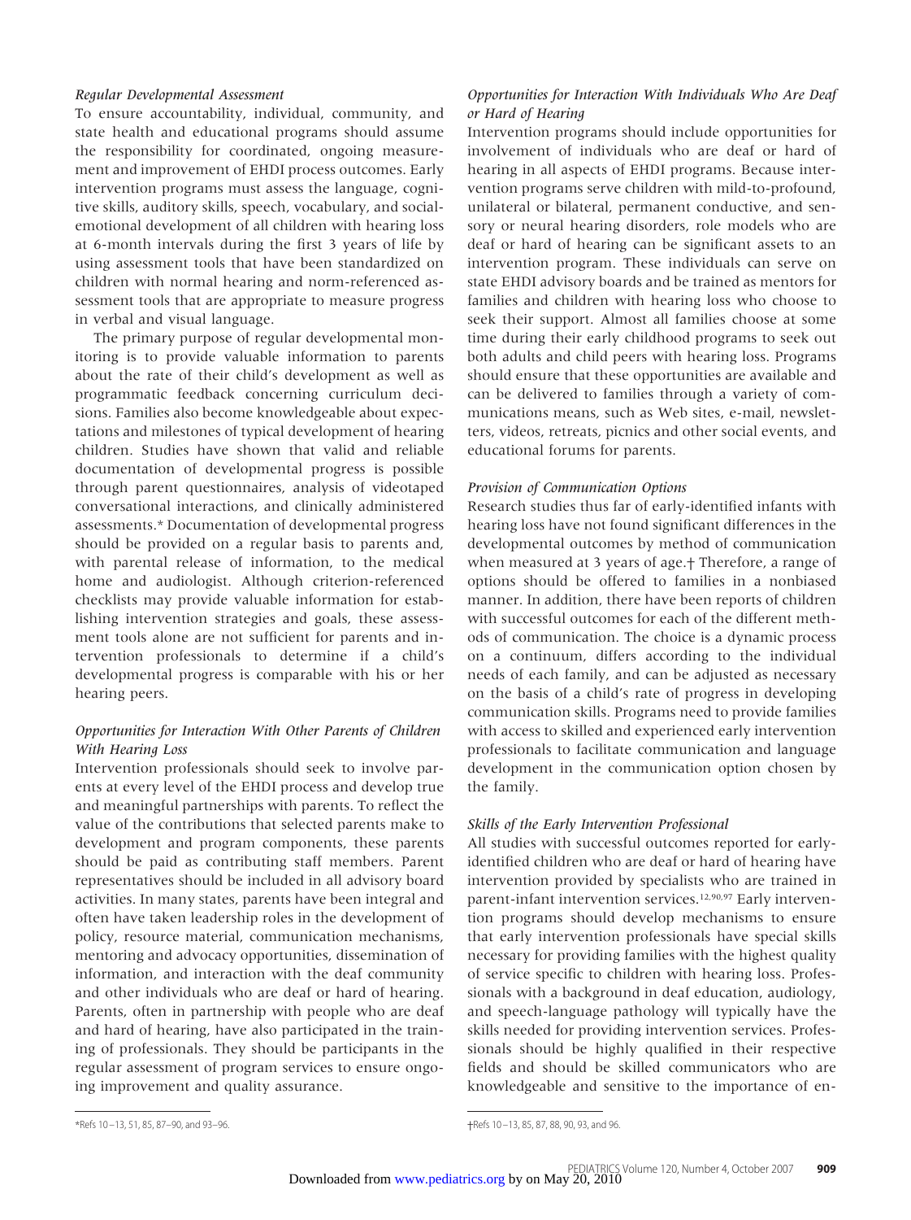*Regular Developmental Assessment*

To ensure accountability, individual, community, and state health and educational programs should assume the responsibility for coordinated, ongoing measurement and improvement of EHDI process outcomes. Early intervention programs must assess the language, cognitive skills, auditory skills, speech, vocabulary, and social-emotional development of all children with hearing loss at 6-month intervals during the first 3 years of life by using assessment tools that have been standardized on children with normal hearing and norm-referenced assessment tools that are appropriate to measure progress in verbal and visual language.

The primary purpose of regular developmental monitoring is to provide valuable information to parents about the rate of their child's development as well as programmatic feedback concerning curriculum decisions. Families also become knowledgeable about expectations and milestones of typical development of hearing children. Studies have shown that valid and reliable documentation of developmental progress is possible through parent questionnaires, analysis of videotaped conversational interactions, and clinically administered assessments.* Documentation of developmental progress should be provided on a regular basis to parents and, with parental release of information, to the medical home and audiologist. Although criterion-referenced checklists may provide valuable information for establishing intervention strategies and goals, these assessment tools alone are not sufficient for parents and intervention professionals to determine if a child's developmental progress is comparable with his or her hearing peers.

*Opportunities for Interaction With Other Parents of Children With Hearing Loss*

Intervention professionals should seek to involve parents at every level of the EHDI process and develop true and meaningful partnerships with parents. To reflect the value of the contributions that selected parents make to development and program components, these parents should be paid as contributing staff members. Parent representatives should be included in all advisory board activities. In many states, parents have been integral and often have taken leadership roles in the development of policy, resource material, communication mechanisms, mentoring and advocacy opportunities, dissemination of information, and interaction with the deaf community and other individuals who are deaf or hard of hearing. Parents, often in partnership with people who are deaf and hard of hearing, have also participated in the training of professionals. They should be participants in the regular assessment of program services to ensure ongoing improvement and quality assurance.

*Refs 10–13, 51, 85, 87–90, and 93–96.

*Opportunities for Interaction With Individuals Who Are Deaf or Hard of Hearing*

Intervention programs should include opportunities for involvement of individuals who are deaf or hard of hearing in all aspects of EHDI programs. Because intervention programs serve children with mild-to-profound, unilateral or bilateral, permanent conductive, and sensory or neural hearing disorders, role models who are deaf or hard of hearing can be significant assets to an intervention program. These individuals can serve on state EHDI advisory boards and be trained as mentors for families and children with hearing loss who choose to seek their support. Almost all families choose at some time during their early childhood programs to seek out both adults and child peers with hearing loss. Programs should ensure that these opportunities are available and can be delivered to families through a variety of communications means, such as Web sites, e-mail, newsletters, videos, retreats, picnics and other social events, and educational forums for parents.

*Provision of Communication Options*

Research studies thus far of early-identified infants with hearing loss have not found significant differences in the developmental outcomes by method of communication when measured at 3 years of age.† Therefore, a range of options should be offered to families in a nonbiased manner. In addition, there have been reports of children with successful outcomes for each of the different methods of communication. The choice is a dynamic process on a continuum, differs according to the individual needs of each family, and can be adjusted as necessary on the basis of a child's rate of progress in developing communication skills. Programs need to provide families with access to skilled and experienced early intervention professionals to facilitate communication and language development in the communication option chosen by the family.

*Skills of the Early Intervention Professional*

All studies with successful outcomes reported for early-identified children who are deaf or hard of hearing have intervention provided by specialists who are trained in parent-infant intervention services.[12,90,97] Early intervention programs should develop mechanisms to ensure that early intervention professionals have special skills necessary for providing families with the highest quality of service specific to children with hearing loss. Professionals with a background in deaf education, audiology, and speech-language pathology will typically have the skills needed for providing intervention services. Professionals should be highly qualified in their respective fields and should be skilled communicators who are knowledgeable and sensitive to the importance of en-

†Refs 10–13, 85, 87, 88, 90, 93, and 96.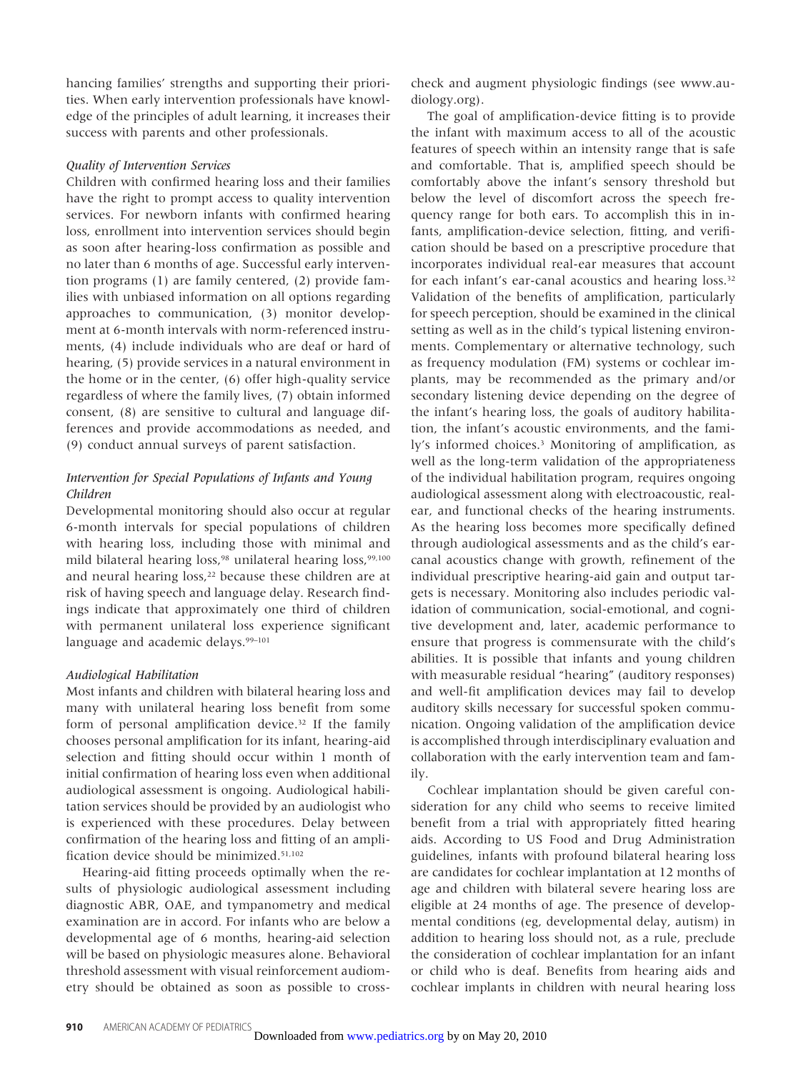hancing families' strengths and supporting their priorities. When early intervention professionals have knowledge of the principles of adult learning, it increases their success with parents and other professionals.

### *Quality of Intervention Services*

Children with confirmed hearing loss and their families have the right to prompt access to quality intervention services. For newborn infants with confirmed hearing loss, enrollment into intervention services should begin as soon after hearing-loss confirmation as possible and no later than 6 months of age. Successful early intervention programs (1) are family centered, (2) provide families with unbiased information on all options regarding approaches to communication, (3) monitor development at 6-month intervals with norm-referenced instruments, (4) include individuals who are deaf or hard of hearing, (5) provide services in a natural environment in the home or in the center, (6) offer high-quality service regardless of where the family lives, (7) obtain informed consent, (8) are sensitive to cultural and language differences and provide accommodations as needed, and (9) conduct annual surveys of parent satisfaction.

### *Intervention for Special Populations of Infants and Young Children*

Developmental monitoring should also occur at regular 6-month intervals for special populations of children with hearing loss, including those with minimal and mild bilateral hearing loss,[98] unilateral hearing loss,[99,100] and neural hearing loss,[22] because these children are at risk of having speech and language delay. Research findings indicate that approximately one third of children with permanent unilateral loss experience significant language and academic delays.[99–101]

### *Audiological Habilitation*

Most infants and children with bilateral hearing loss and many with unilateral hearing loss benefit from some form of personal amplification device.[32] If the family chooses personal amplification for its infant, hearing-aid selection and fitting should occur within 1 month of initial confirmation of hearing loss even when additional audiological assessment is ongoing. Audiological habilitation services should be provided by an audiologist who is experienced with these procedures. Delay between confirmation of the hearing loss and fitting of an amplification device should be minimized.[51,102]

Hearing-aid fitting proceeds optimally when the results of physiologic audiological assessment including diagnostic ABR, OAE, and tympanometry and medical examination are in accord. For infants who are below a developmental age of 6 months, hearing-aid selection will be based on physiologic measures alone. Behavioral threshold assessment with visual reinforcement audiometry should be obtained as soon as possible to cross-check and augment physiologic findings (see www.audiology.org).

The goal of amplification-device fitting is to provide the infant with maximum access to all of the acoustic features of speech within an intensity range that is safe and comfortable. That is, amplified speech should be comfortably above the infant's sensory threshold but below the level of discomfort across the speech frequency range for both ears. To accomplish this in infants, amplification-device selection, fitting, and verification should be based on a prescriptive procedure that incorporates individual real-ear measures that account for each infant's ear-canal acoustics and hearing loss.[32] Validation of the benefits of amplification, particularly for speech perception, should be examined in the clinical setting as well as in the child's typical listening environments. Complementary or alternative technology, such as frequency modulation (FM) systems or cochlear implants, may be recommended as the primary and/or secondary listening device depending on the degree of the infant's hearing loss, the goals of auditory habilitation, the infant's acoustic environments, and the family's informed choices.[3] Monitoring of amplification, as well as the long-term validation of the appropriateness of the individual habilitation program, requires ongoing audiological assessment along with electroacoustic, real-ear, and functional checks of the hearing instruments. As the hearing loss becomes more specifically defined through audiological assessments and as the child's ear-canal acoustics change with growth, refinement of the individual prescriptive hearing-aid gain and output targets is necessary. Monitoring also includes periodic validation of communication, social-emotional, and cognitive development and, later, academic performance to ensure that progress is commensurate with the child's abilities. It is possible that infants and young children with measurable residual "hearing" (auditory responses) and well-fit amplification devices may fail to develop auditory skills necessary for successful spoken communication. Ongoing validation of the amplification device is accomplished through interdisciplinary evaluation and collaboration with the early intervention team and family.

Cochlear implantation should be given careful consideration for any child who seems to receive limited benefit from a trial with appropriately fitted hearing aids. According to US Food and Drug Administration guidelines, infants with profound bilateral hearing loss are candidates for cochlear implantation at 12 months of age and children with bilateral severe hearing loss are eligible at 24 months of age. The presence of developmental conditions (eg, developmental delay, autism) in addition to hearing loss should not, as a rule, preclude the consideration of cochlear implantation for an infant or child who is deaf. Benefits from hearing aids and cochlear implants in children with neural hearing loss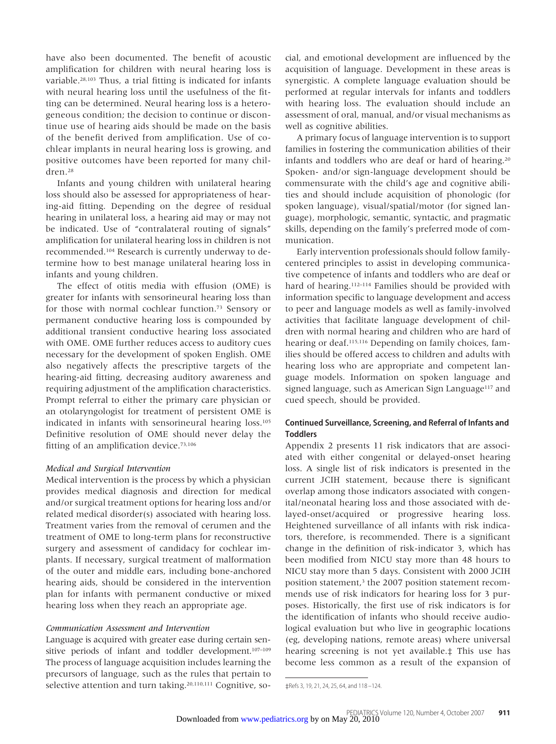have also been documented. The benefit of acoustic amplification for children with neural hearing loss is variable.[28,103] Thus, a trial fitting is indicated for infants with neural hearing loss until the usefulness of the fitting can be determined. Neural hearing loss is a heterogeneous condition; the decision to continue or discontinue use of hearing aids should be made on the basis of the benefit derived from amplification. Use of cochlear implants in neural hearing loss is growing, and positive outcomes have been reported for many children.[28]

Infants and young children with unilateral hearing loss should also be assessed for appropriateness of hearing-aid fitting. Depending on the degree of residual hearing in unilateral loss, a hearing aid may or may not be indicated. Use of "contralateral routing of signals" amplification for unilateral hearing loss in children is not recommended.[104] Research is currently underway to determine how to best manage unilateral hearing loss in infants and young children.

The effect of otitis media with effusion (OME) is greater for infants with sensorineural hearing loss than for those with normal cochlear function.[73] Sensory or permanent conductive hearing loss is compounded by additional transient conductive hearing loss associated with OME. OME further reduces access to auditory cues necessary for the development of spoken English. OME also negatively affects the prescriptive targets of the hearing-aid fitting, decreasing auditory awareness and requiring adjustment of the amplification characteristics. Prompt referral to either the primary care physician or an otolaryngologist for treatment of persistent OME is indicated in infants with sensorineural hearing loss.[105] Definitive resolution of OME should never delay the fitting of an amplification device.[73,106]

#### *Medical and Surgical Intervention*

Medical intervention is the process by which a physician provides medical diagnosis and direction for medical and/or surgical treatment options for hearing loss and/or related medical disorder(s) associated with hearing loss. Treatment varies from the removal of cerumen and the treatment of OME to long-term plans for reconstructive surgery and assessment of candidacy for cochlear implants. If necessary, surgical treatment of malformation of the outer and middle ears, including bone-anchored hearing aids, should be considered in the intervention plan for infants with permanent conductive or mixed hearing loss when they reach an appropriate age.

#### *Communication Assessment and Intervention*

Language is acquired with greater ease during certain sensitive periods of infant and toddler development.[107–109] The process of language acquisition includes learning the precursors of language, such as the rules that pertain to selective attention and turn taking.[20,110,111] Cognitive, social, and emotional development are influenced by the acquisition of language. Development in these areas is synergistic. A complete language evaluation should be performed at regular intervals for infants and toddlers with hearing loss. The evaluation should include an assessment of oral, manual, and/or visual mechanisms as well as cognitive abilities.

A primary focus of language intervention is to support families in fostering the communication abilities of their infants and toddlers who are deaf or hard of hearing.[20] Spoken- and/or sign-language development should be commensurate with the child's age and cognitive abilities and should include acquisition of phonologic (for spoken language), visual/spatial/motor (for signed language), morphologic, semantic, syntactic, and pragmatic skills, depending on the family's preferred mode of communication.

Early intervention professionals should follow family-centered principles to assist in developing communicative competence of infants and toddlers who are deaf or hard of hearing.[112–114] Families should be provided with information specific to language development and access to peer and language models as well as family-involved activities that facilitate language development of children with normal hearing and children who are hard of hearing or deaf.[115,116] Depending on family choices, families should be offered access to children and adults with hearing loss who are appropriate and competent language models. Information on spoken language and signed language, such as American Sign Language[117] and cued speech, should be provided.

### Continued Surveillance, Screening, and Referral of Infants and Toddlers

Appendix 2 presents 11 risk indicators that are associated with either congenital or delayed-onset hearing loss. A single list of risk indicators is presented in the current JCIH statement, because there is significant overlap among those indicators associated with congenital/neonatal hearing loss and those associated with delayed-onset/acquired or progressive hearing loss. Heightened surveillance of all infants with risk indicators, therefore, is recommended. There is a significant change in the definition of risk-indicator 3, which has been modified from NICU stay more than 48 hours to NICU stay more than 5 days. Consistent with 2000 JCIH position statement,[3] the 2007 position statement recommends use of risk indicators for hearing loss for 3 purposes. Historically, the first use of risk indicators is for the identification of infants who should receive audiological evaluation but who live in geographic locations (eg, developing nations, remote areas) where universal hearing screening is not yet available.‡ This use has become less common as a result of the expansion of

‡Refs 3, 19, 21, 24, 25, 64, and 118–124.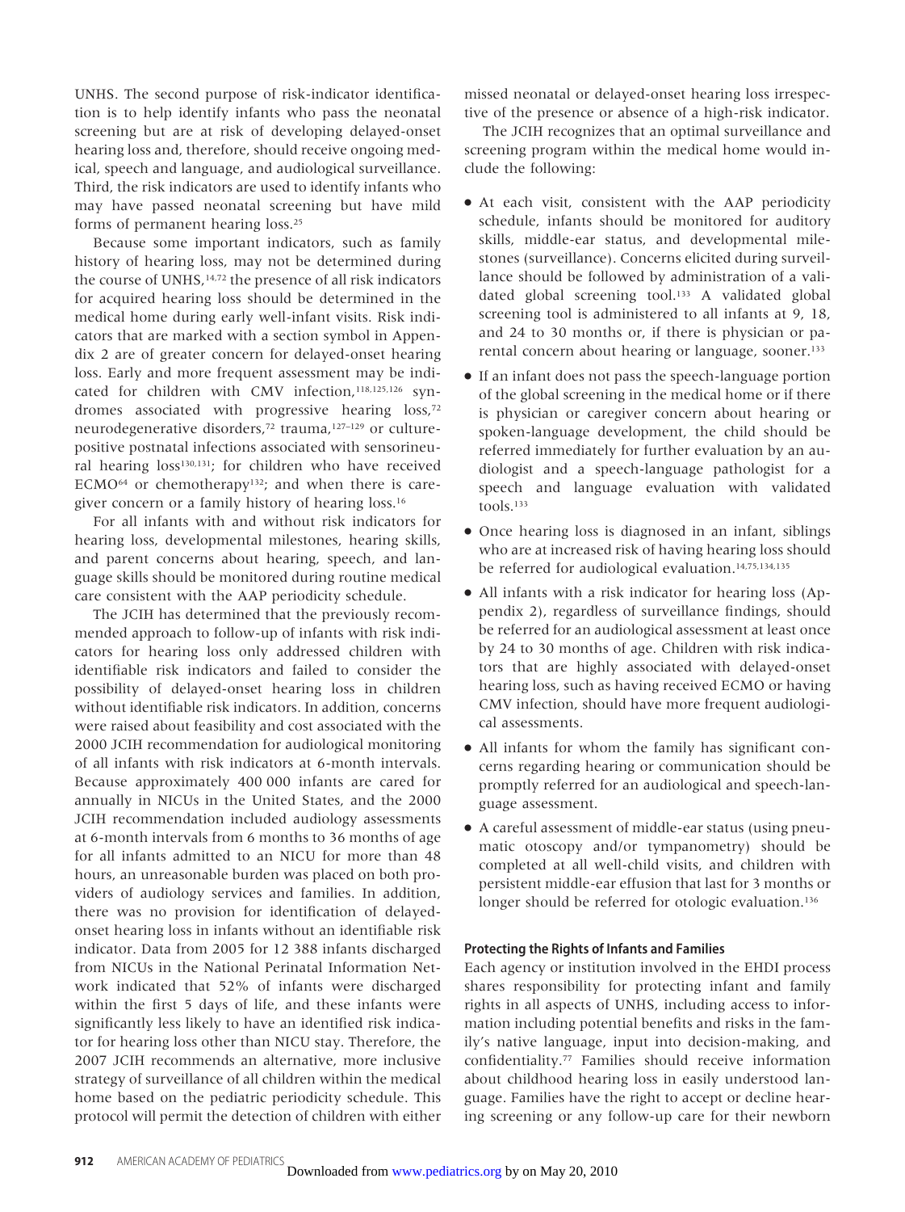UNHS. The second purpose of risk-indicator identification is to help identify infants who pass the neonatal screening but are at risk of developing delayed-onset hearing loss and, therefore, should receive ongoing medical, speech and language, and audiological surveillance. Third, the risk indicators are used to identify infants who may have passed neonatal screening but have mild forms of permanent hearing loss.[25]

Because some important indicators, such as family history of hearing loss, may not be determined during the course of UNHS,[14,72] the presence of all risk indicators for acquired hearing loss should be determined in the medical home during early well-infant visits. Risk indicators that are marked with a section symbol in Appendix 2 are of greater concern for delayed-onset hearing loss. Early and more frequent assessment may be indicated for children with CMV infection,[118,125,126] syndromes associated with progressive hearing loss,[72] neurodegenerative disorders,[72] trauma,[127–129] or culture-positive postnatal infections associated with sensorineural hearing loss[130,131]; for children who have received ECMO[64] or chemotherapy[132]; and when there is caregiver concern or a family history of hearing loss.[16]

For all infants with and without risk indicators for hearing loss, developmental milestones, hearing skills, and parent concerns about hearing, speech, and language skills should be monitored during routine medical care consistent with the AAP periodicity schedule.

The JCIH has determined that the previously recommended approach to follow-up of infants with risk indicators for hearing loss only addressed children with identifiable risk indicators and failed to consider the possibility of delayed-onset hearing loss in children without identifiable risk indicators. In addition, concerns were raised about feasibility and cost associated with the 2000 JCIH recommendation for audiological monitoring of all infants with risk indicators at 6-month intervals. Because approximately 400 000 infants are cared for annually in NICUs in the United States, and the 2000 JCIH recommendation included audiology assessments at 6-month intervals from 6 months to 36 months of age for all infants admitted to an NICU for more than 48 hours, an unreasonable burden was placed on both providers of audiology services and families. In addition, there was no provision for identification of delayed-onset hearing loss in infants without an identifiable risk indicator. Data from 2005 for 12 388 infants discharged from NICUs in the National Perinatal Information Network indicated that 52% of infants were discharged within the first 5 days of life, and these infants were significantly less likely to have an identified risk indicator for hearing loss other than NICU stay. Therefore, the 2007 JCIH recommends an alternative, more inclusive strategy of surveillance of all children within the medical home based on the pediatric periodicity schedule. This protocol will permit the detection of children with either missed neonatal or delayed-onset hearing loss irrespective of the presence or absence of a high-risk indicator.

The JCIH recognizes that an optimal surveillance and screening program within the medical home would include the following:

- At each visit, consistent with the AAP periodicity schedule, infants should be monitored for auditory skills, middle-ear status, and developmental milestones (surveillance). Concerns elicited during surveillance should be followed by administration of a validated global screening tool.[133] A validated global screening tool is administered to all infants at 9, 18, and 24 to 30 months or, if there is physician or parental concern about hearing or language, sooner.[133]
- If an infant does not pass the speech-language portion of the global screening in the medical home or if there is physician or caregiver concern about hearing or spoken-language development, the child should be referred immediately for further evaluation by an audiologist and a speech-language pathologist for a speech and language evaluation with validated tools.[133]
- Once hearing loss is diagnosed in an infant, siblings who are at increased risk of having hearing loss should be referred for audiological evaluation.[14,75,134,135]
- All infants with a risk indicator for hearing loss (Appendix 2), regardless of surveillance findings, should be referred for an audiological assessment at least once by 24 to 30 months of age. Children with risk indicators that are highly associated with delayed-onset hearing loss, such as having received ECMO or having CMV infection, should have more frequent audiological assessments.
- All infants for whom the family has significant concerns regarding hearing or communication should be promptly referred for an audiological and speech-language assessment.
- A careful assessment of middle-ear status (using pneumatic otoscopy and/or tympanometry) should be completed at all well-child visits, and children with persistent middle-ear effusion that last for 3 months or longer should be referred for otologic evaluation.[136]

### Protecting the Rights of Infants and Families

Each agency or institution involved in the EHDI process shares responsibility for protecting infant and family rights in all aspects of UNHS, including access to information including potential benefits and risks in the family's native language, input into decision-making, and confidentiality.[77] Families should receive information about childhood hearing loss in easily understood language. Families have the right to accept or decline hearing screening or any follow-up care for their newborn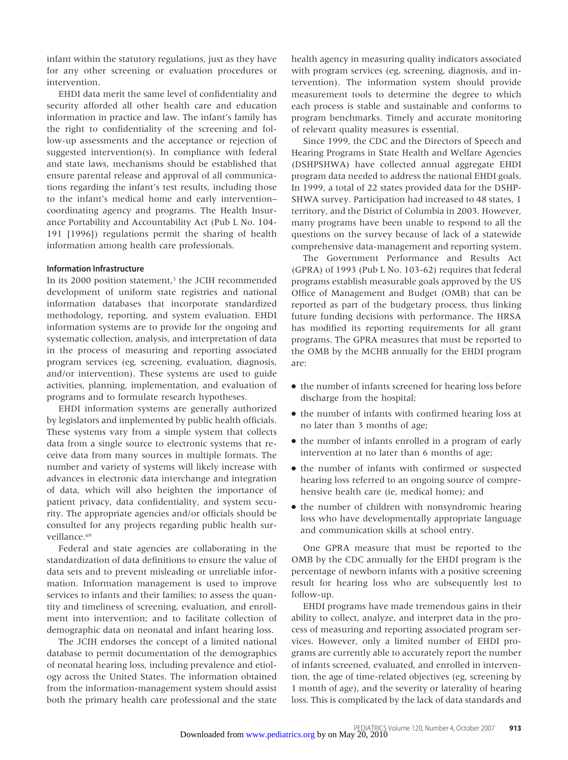infant within the statutory regulations, just as they have for any other screening or evaluation procedures or intervention.

EHDI data merit the same level of confidentiality and security afforded all other health care and education information in practice and law. The infant's family has the right to confidentiality of the screening and follow-up assessments and the acceptance or rejection of suggested intervention(s). In compliance with federal and state laws, mechanisms should be established that ensure parental release and approval of all communications regarding the infant's test results, including those to the infant's medical home and early intervention–coordinating agency and programs. The Health Insurance Portability and Accountability Act (Pub L No. 104-191 [1996]) regulations permit the sharing of health information among health care professionals.

### Information Infrastructure

In its 2000 position statement,[3] the JCIH recommended development of uniform state registries and national information databases that incorporate standardized methodology, reporting, and system evaluation. EHDI information systems are to provide for the ongoing and systematic collection, analysis, and interpretation of data in the process of measuring and reporting associated program services (eg, screening, evaluation, diagnosis, and/or intervention). These systems are used to guide activities, planning, implementation, and evaluation of programs and to formulate research hypotheses.

EHDI information systems are generally authorized by legislators and implemented by public health officials. These systems vary from a simple system that collects data from a single source to electronic systems that receive data from many sources in multiple formats. The number and variety of systems will likely increase with advances in electronic data interchange and integration of data, which will also heighten the importance of patient privacy, data confidentiality, and system security. The appropriate agencies and/or officials should be consulted for any projects regarding public health surveillance.[69]

Federal and state agencies are collaborating in the standardization of data definitions to ensure the value of data sets and to prevent misleading or unreliable information. Information management is used to improve services to infants and their families; to assess the quantity and timeliness of screening, evaluation, and enrollment into intervention; and to facilitate collection of demographic data on neonatal and infant hearing loss.

The JCIH endorses the concept of a limited national database to permit documentation of the demographics of neonatal hearing loss, including prevalence and etiology across the United States. The information obtained from the information-management system should assist both the primary health care professional and the state health agency in measuring quality indicators associated with program services (eg, screening, diagnosis, and intervention). The information system should provide measurement tools to determine the degree to which each process is stable and sustainable and conforms to program benchmarks. Timely and accurate monitoring of relevant quality measures is essential.

Since 1999, the CDC and the Directors of Speech and Hearing Programs in State Health and Welfare Agencies (DSHPSHWA) have collected annual aggregate EHDI program data needed to address the national EHDI goals. In 1999, a total of 22 states provided data for the DSHPSHWA survey. Participation had increased to 48 states, 1 territory, and the District of Columbia in 2003. However, many programs have been unable to respond to all the questions on the survey because of lack of a statewide comprehensive data-management and reporting system.

The Government Performance and Results Act (GPRA) of 1993 (Pub L No. 103-62) requires that federal programs establish measurable goals approved by the US Office of Management and Budget (OMB) that can be reported as part of the budgetary process, thus linking future funding decisions with performance. The HRSA has modified its reporting requirements for all grant programs. The GPRA measures that must be reported to the OMB by the MCHB annually for the EHDI program are:

- the number of infants screened for hearing loss before discharge from the hospital;
- the number of infants with confirmed hearing loss at no later than 3 months of age;
- the number of infants enrolled in a program of early intervention at no later than 6 months of age;
- the number of infants with confirmed or suspected hearing loss referred to an ongoing source of comprehensive health care (ie, medical home); and
- the number of children with nonsyndromic hearing loss who have developmentally appropriate language and communication skills at school entry.

One GPRA measure that must be reported to the OMB by the CDC annually for the EHDI program is the percentage of newborn infants with a positive screening result for hearing loss who are subsequently lost to follow-up.

EHDI programs have made tremendous gains in their ability to collect, analyze, and interpret data in the process of measuring and reporting associated program services. However, only a limited number of EHDI programs are currently able to accurately report the number of infants screened, evaluated, and enrolled in intervention, the age of time-related objectives (eg, screening by 1 month of age), and the severity or laterality of hearing loss. This is complicated by the lack of data standards and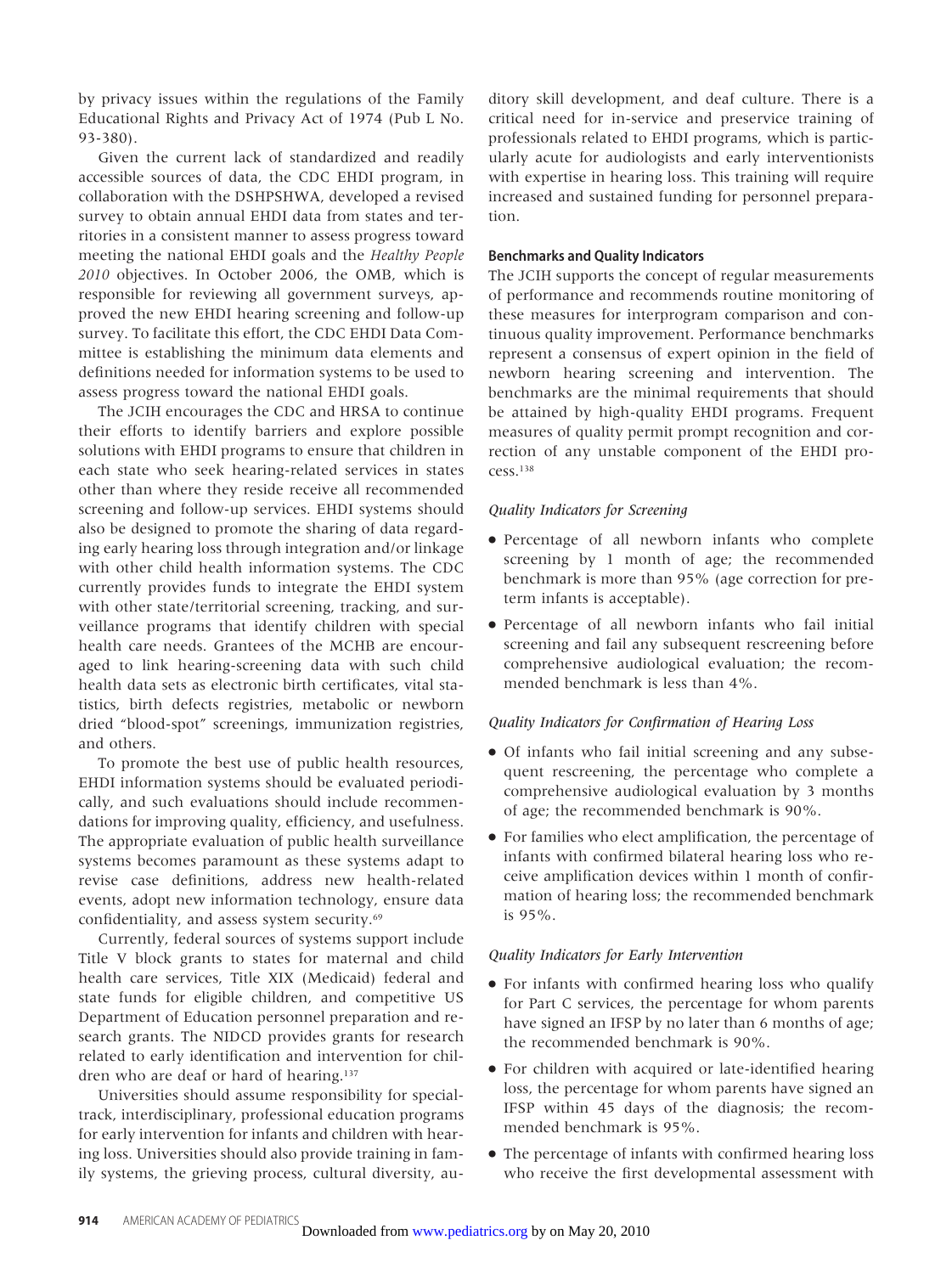by privacy issues within the regulations of the Family Educational Rights and Privacy Act of 1974 (Pub L No. 93-380).

Given the current lack of standardized and readily accessible sources of data, the CDC EHDI program, in collaboration with the DSHPSHWA, developed a revised survey to obtain annual EHDI data from states and territories in a consistent manner to assess progress toward meeting the national EHDI goals and the *Healthy People 2010* objectives. In October 2006, the OMB, which is responsible for reviewing all government surveys, approved the new EHDI hearing screening and follow-up survey. To facilitate this effort, the CDC EHDI Data Committee is establishing the minimum data elements and definitions needed for information systems to be used to assess progress toward the national EHDI goals.

The JCIH encourages the CDC and HRSA to continue their efforts to identify barriers and explore possible solutions with EHDI programs to ensure that children in each state who seek hearing-related services in states other than where they reside receive all recommended screening and follow-up services. EHDI systems should also be designed to promote the sharing of data regarding early hearing loss through integration and/or linkage with other child health information systems. The CDC currently provides funds to integrate the EHDI system with other state/territorial screening, tracking, and surveillance programs that identify children with special health care needs. Grantees of the MCHB are encouraged to link hearing-screening data with such child health data sets as electronic birth certificates, vital statistics, birth defects registries, metabolic or newborn dried "blood-spot" screenings, immunization registries, and others.

To promote the best use of public health resources, EHDI information systems should be evaluated periodically, and such evaluations should include recommendations for improving quality, efficiency, and usefulness. The appropriate evaluation of public health surveillance systems becomes paramount as these systems adapt to revise case definitions, address new health-related events, adopt new information technology, ensure data confidentiality, and assess system security.[69]

Currently, federal sources of systems support include Title V block grants to states for maternal and child health care services, Title XIX (Medicaid) federal and state funds for eligible children, and competitive US Department of Education personnel preparation and research grants. The NIDCD provides grants for research related to early identification and intervention for children who are deaf or hard of hearing.[137]

Universities should assume responsibility for special-track, interdisciplinary, professional education programs for early intervention for infants and children with hearing loss. Universities should also provide training in family systems, the grieving process, cultural diversity, auditory skill development, and deaf culture. There is a critical need for in-service and preservice training of professionals related to EHDI programs, which is particularly acute for audiologists and early interventionists with expertise in hearing loss. This training will require increased and sustained funding for personnel preparation.

### Benchmarks and Quality Indicators

The JCIH supports the concept of regular measurements of performance and recommends routine monitoring of these measures for interprogram comparison and continuous quality improvement. Performance benchmarks represent a consensus of expert opinion in the field of newborn hearing screening and intervention. The benchmarks are the minimal requirements that should be attained by high-quality EHDI programs. Frequent measures of quality permit prompt recognition and correction of any unstable component of the EHDI process.[138]

#### *Quality Indicators for Screening*

- Percentage of all newborn infants who complete screening by 1 month of age; the recommended benchmark is more than 95% (age correction for preterm infants is acceptable).
- Percentage of all newborn infants who fail initial screening and fail any subsequent rescreening before comprehensive audiological evaluation; the recommended benchmark is less than 4%.

#### *Quality Indicators for Confirmation of Hearing Loss*

- Of infants who fail initial screening and any subsequent rescreening, the percentage who complete a comprehensive audiological evaluation by 3 months of age; the recommended benchmark is 90%.
- For families who elect amplification, the percentage of infants with confirmed bilateral hearing loss who receive amplification devices within 1 month of confirmation of hearing loss; the recommended benchmark is 95%.

#### *Quality Indicators for Early Intervention*

- For infants with confirmed hearing loss who qualify for Part C services, the percentage for whom parents have signed an IFSP by no later than 6 months of age; the recommended benchmark is 90%.
- For children with acquired or late-identified hearing loss, the percentage for whom parents have signed an IFSP within 45 days of the diagnosis; the recommended benchmark is 95%.
- The percentage of infants with confirmed hearing loss who receive the first developmental assessment with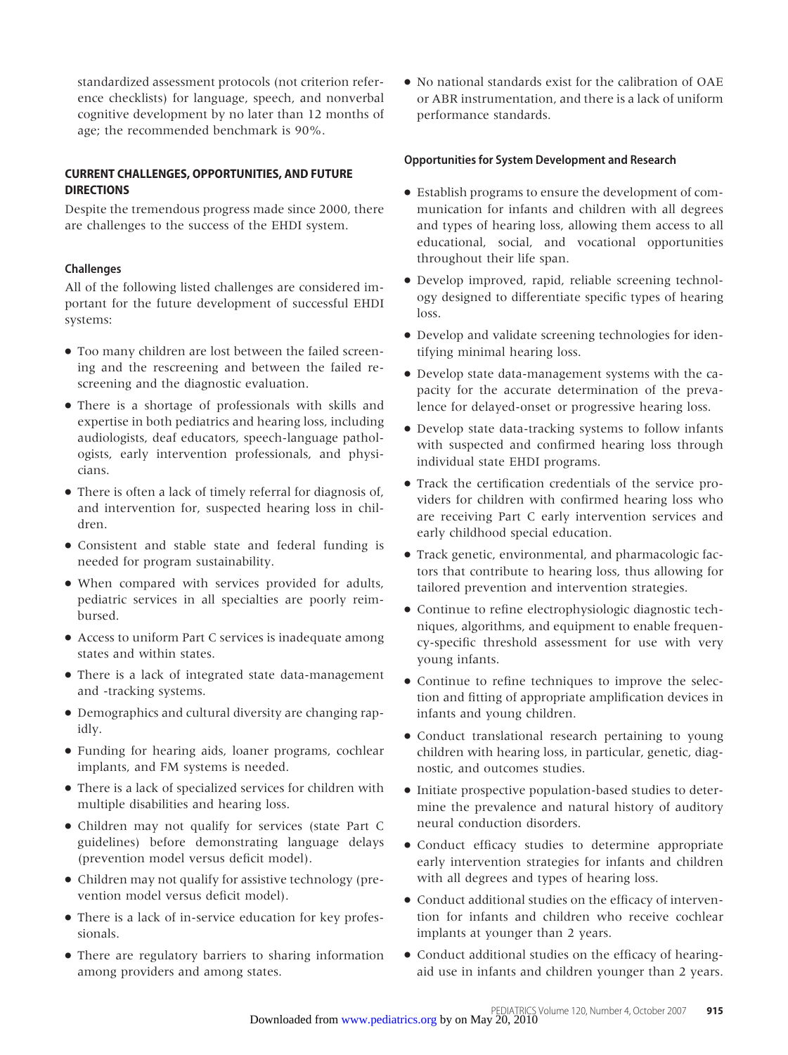standardized assessment protocols (not criterion reference checklists) for language, speech, and nonverbal cognitive development by no later than 12 months of age; the recommended benchmark is 90%.

## CURRENT CHALLENGES, OPPORTUNITIES, AND FUTURE DIRECTIONS

Despite the tremendous progress made since 2000, there are challenges to the success of the EHDI system.

### Challenges

All of the following listed challenges are considered important for the future development of successful EHDI systems:

- Too many children are lost between the failed screening and the rescreening and between the failed rescreening and the diagnostic evaluation.
- There is a shortage of professionals with skills and expertise in both pediatrics and hearing loss, including audiologists, deaf educators, speech-language pathologists, early intervention professionals, and physicians.
- There is often a lack of timely referral for diagnosis of, and intervention for, suspected hearing loss in children.
- Consistent and stable state and federal funding is needed for program sustainability.
- When compared with services provided for adults, pediatric services in all specialties are poorly reimbursed.
- Access to uniform Part C services is inadequate among states and within states.
- There is a lack of integrated state data-management and -tracking systems.
- Demographics and cultural diversity are changing rapidly.
- Funding for hearing aids, loaner programs, cochlear implants, and FM systems is needed.
- There is a lack of specialized services for children with multiple disabilities and hearing loss.
- Children may not qualify for services (state Part C guidelines) before demonstrating language delays (prevention model versus deficit model).
- Children may not qualify for assistive technology (prevention model versus deficit model).
- There is a lack of in-service education for key professionals.
- There are regulatory barriers to sharing information among providers and among states.
- No national standards exist for the calibration of OAE or ABR instrumentation, and there is a lack of uniform performance standards.

### Opportunities for System Development and Research

- Establish programs to ensure the development of communication for infants and children with all degrees and types of hearing loss, allowing them access to all educational, social, and vocational opportunities throughout their life span.
- Develop improved, rapid, reliable screening technology designed to differentiate specific types of hearing loss.
- Develop and validate screening technologies for identifying minimal hearing loss.
- Develop state data-management systems with the capacity for the accurate determination of the prevalence for delayed-onset or progressive hearing loss.
- Develop state data-tracking systems to follow infants with suspected and confirmed hearing loss through individual state EHDI programs.
- Track the certification credentials of the service providers for children with confirmed hearing loss who are receiving Part C early intervention services and early childhood special education.
- Track genetic, environmental, and pharmacologic factors that contribute to hearing loss, thus allowing for tailored prevention and intervention strategies.
- Continue to refine electrophysiologic diagnostic techniques, algorithms, and equipment to enable frequency-specific threshold assessment for use with very young infants.
- Continue to refine techniques to improve the selection and fitting of appropriate amplification devices in infants and young children.
- Conduct translational research pertaining to young children with hearing loss, in particular, genetic, diagnostic, and outcomes studies.
- Initiate prospective population-based studies to determine the prevalence and natural history of auditory neural conduction disorders.
- Conduct efficacy studies to determine appropriate early intervention strategies for infants and children with all degrees and types of hearing loss.
- Conduct additional studies on the efficacy of intervention for infants and children who receive cochlear implants at younger than 2 years.
- Conduct additional studies on the efficacy of hearing-aid use in infants and children younger than 2 years.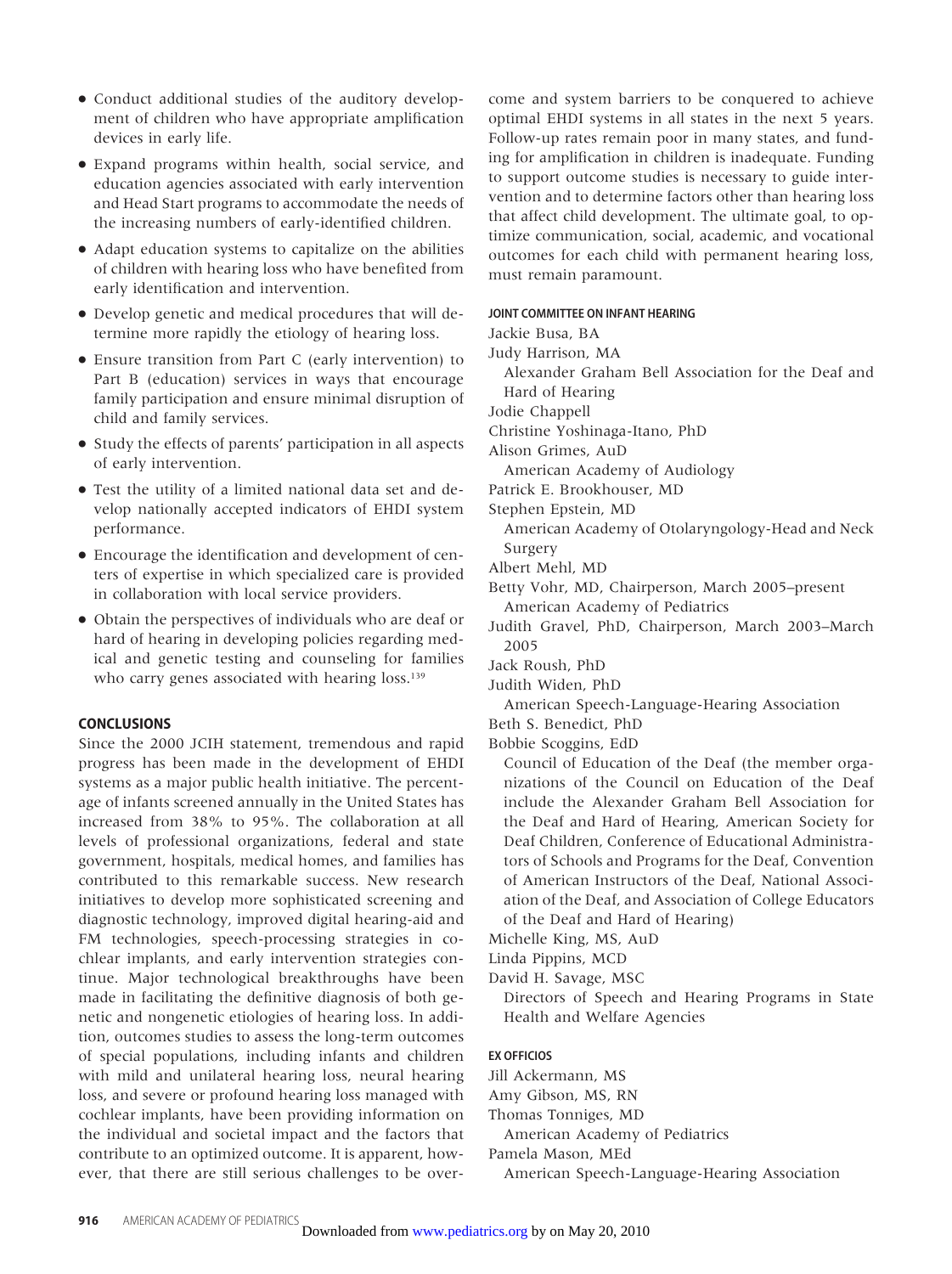- Conduct additional studies of the auditory development of children who have appropriate amplification devices in early life.
- Expand programs within health, social service, and education agencies associated with early intervention and Head Start programs to accommodate the needs of the increasing numbers of early-identified children.
- Adapt education systems to capitalize on the abilities of children with hearing loss who have benefited from early identification and intervention.
- Develop genetic and medical procedures that will determine more rapidly the etiology of hearing loss.
- Ensure transition from Part C (early intervention) to Part B (education) services in ways that encourage family participation and ensure minimal disruption of child and family services.
- Study the effects of parents' participation in all aspects of early intervention.
- Test the utility of a limited national data set and develop nationally accepted indicators of EHDI system performance.
- Encourage the identification and development of centers of expertise in which specialized care is provided in collaboration with local service providers.
- Obtain the perspectives of individuals who are deaf or hard of hearing in developing policies regarding medical and genetic testing and counseling for families who carry genes associated with hearing loss.[139]

## CONCLUSIONS

Since the 2000 JCIH statement, tremendous and rapid progress has been made in the development of EHDI systems as a major public health initiative. The percentage of infants screened annually in the United States has increased from 38% to 95%. The collaboration at all levels of professional organizations, federal and state government, hospitals, medical homes, and families has contributed to this remarkable success. New research initiatives to develop more sophisticated screening and diagnostic technology, improved digital hearing-aid and FM technologies, speech-processing strategies in cochlear implants, and early intervention strategies continue. Major technological breakthroughs have been made in facilitating the definitive diagnosis of both genetic and nongenetic etiologies of hearing loss. In addition, outcomes studies to assess the long-term outcomes of special populations, including infants and children with mild and unilateral hearing loss, neural hearing loss, and severe or profound hearing loss managed with cochlear implants, have been providing information on the individual and societal impact and the factors that contribute to an optimized outcome. It is apparent, however, that there are still serious challenges to be overcome and system barriers to be conquered to achieve optimal EHDI systems in all states in the next 5 years. Follow-up rates remain poor in many states, and funding for amplification in children is inadequate. Funding to support outcome studies is necessary to guide intervention and to determine factors other than hearing loss that affect child development. The ultimate goal, to optimize communication, social, academic, and vocational outcomes for each child with permanent hearing loss, must remain paramount.

#### JOINT COMMITTEE ON INFANT HEARING

Jackie Busa, BA
Judy Harrison, MA
  Alexander Graham Bell Association for the Deaf and Hard of Hearing
Jodie Chappell
Christine Yoshinaga-Itano, PhD
Alison Grimes, AuD
  American Academy of Audiology
Patrick E. Brookhouser, MD
Stephen Epstein, MD
  American Academy of Otolaryngology-Head and Neck Surgery
Albert Mehl, MD
Betty Vohr, MD, Chairperson, March 2005–present
  American Academy of Pediatrics
Judith Gravel, PhD, Chairperson, March 2003–March 2005
Jack Roush, PhD
Judith Widen, PhD
  American Speech-Language-Hearing Association
Beth S. Benedict, PhD
Bobbie Scoggins, EdD
  Council of Education of the Deaf (the member organizations of the Council on Education of the Deaf include the Alexander Graham Bell Association for the Deaf and Hard of Hearing, American Society for Deaf Children, Conference of Educational Administrators of Schools and Programs for the Deaf, Convention of American Instructors of the Deaf, National Association of the Deaf, and Association of College Educators of the Deaf and Hard of Hearing)
Michelle King, MS, AuD
Linda Pippins, MCD
David H. Savage, MSC
  Directors of Speech and Hearing Programs in State Health and Welfare Agencies

#### EX OFFICIOS

Jill Ackermann, MS
Amy Gibson, MS, RN
Thomas Tonniges, MD
  American Academy of Pediatrics
Pamela Mason, MEd
  American Speech-Language-Hearing Association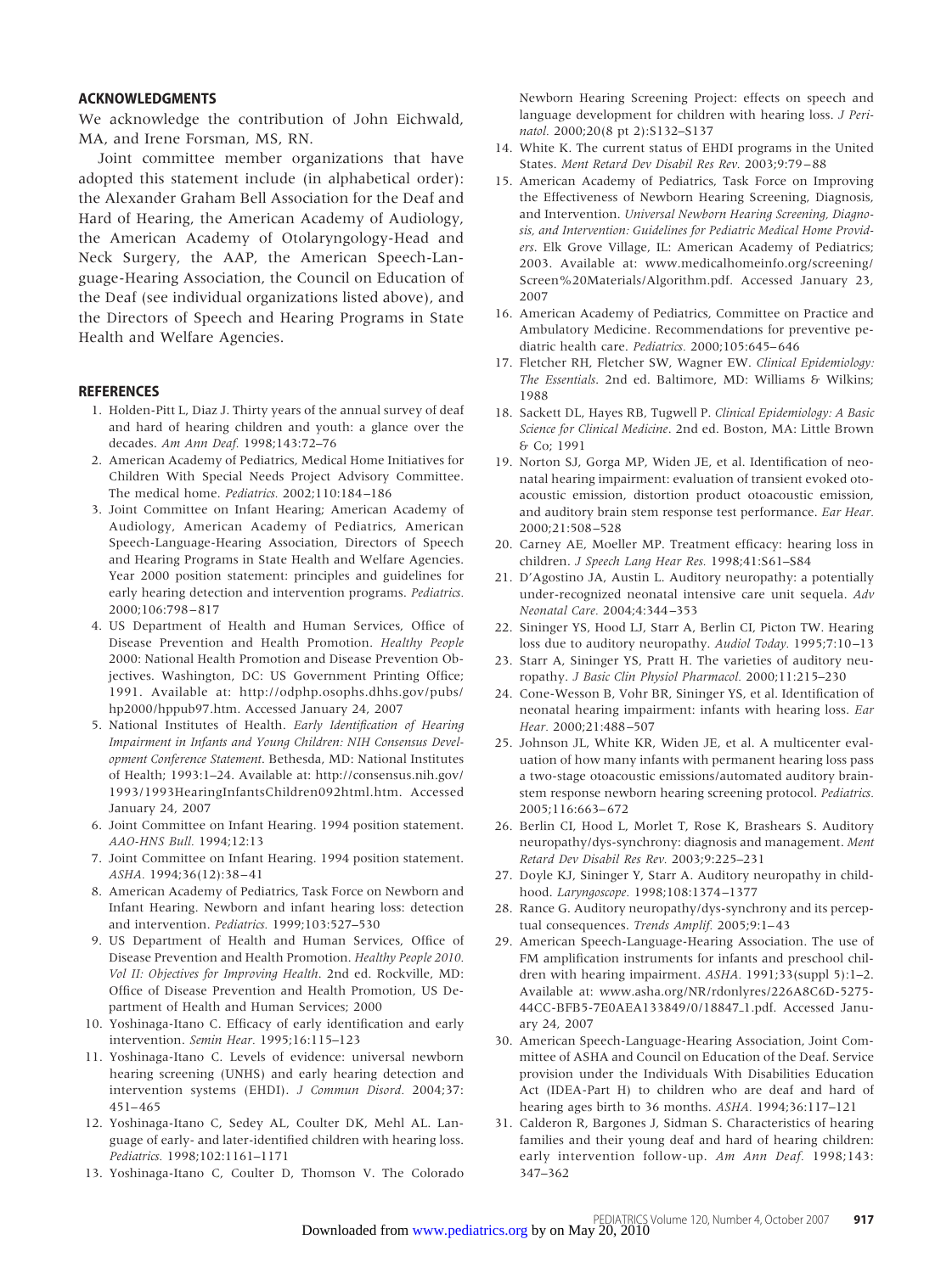## ACKNOWLEDGMENTS

We acknowledge the contribution of John Eichwald, MA, and Irene Forsman, MS, RN.

Joint committee member organizations that have adopted this statement include (in alphabetical order): the Alexander Graham Bell Association for the Deaf and Hard of Hearing, the American Academy of Audiology, the American Academy of Otolaryngology-Head and Neck Surgery, the AAP, the American Speech-Language-Hearing Association, the Council on Education of the Deaf (see individual organizations listed above), and the Directors of Speech and Hearing Programs in State Health and Welfare Agencies.

## REFERENCES

1. Holden-Pitt L, Diaz J. Thirty years of the annual survey of deaf and hard of hearing children and youth: a glance over the decades. *Am Ann Deaf.* 1998;143:72–76
2. American Academy of Pediatrics, Medical Home Initiatives for Children With Special Needs Project Advisory Committee. The medical home. *Pediatrics.* 2002;110:184–186
3. Joint Committee on Infant Hearing; American Academy of Audiology, American Academy of Pediatrics, American Speech-Language-Hearing Association, Directors of Speech and Hearing Programs in State Health and Welfare Agencies. Year 2000 position statement: principles and guidelines for early hearing detection and intervention programs. *Pediatrics.* 2000;106:798–817
4. US Department of Health and Human Services, Office of Disease Prevention and Health Promotion. *Healthy People* 2000: National Health Promotion and Disease Prevention Objectives. Washington, DC: US Government Printing Office; 1991. Available at: http://odphp.osophs.dhhs.gov/pubs/hp2000/hppub97.htm. Accessed January 24, 2007
5. National Institutes of Health. *Early Identification of Hearing Impairment in Infants and Young Children: NIH Consensus Development Conference Statement*. Bethesda, MD: National Institutes of Health; 1993:1–24. Available at: http://consensus.nih.gov/1993/1993HearingInfantsChildren092html.htm. Accessed January 24, 2007
6. Joint Committee on Infant Hearing. 1994 position statement. *AAO-HNS Bull.* 1994;12:13
7. Joint Committee on Infant Hearing. 1994 position statement. *ASHA.* 1994;36(12):38–41
8. American Academy of Pediatrics, Task Force on Newborn and Infant Hearing. Newborn and infant hearing loss: detection and intervention. *Pediatrics.* 1999;103:527–530
9. US Department of Health and Human Services, Office of Disease Prevention and Health Promotion. *Healthy People 2010. Vol II: Objectives for Improving Health*. 2nd ed. Rockville, MD: Office of Disease Prevention and Health Promotion, US Department of Health and Human Services; 2000
10. Yoshinaga-Itano C. Efficacy of early identification and early intervention. *Semin Hear.* 1995;16:115–123
11. Yoshinaga-Itano C. Levels of evidence: universal newborn hearing screening (UNHS) and early hearing detection and intervention systems (EHDI). *J Commun Disord.* 2004;37:451–465
12. Yoshinaga-Itano C, Sedey AL, Coulter DK, Mehl AL. Language of early- and later-identified children with hearing loss. *Pediatrics.* 1998;102:1161–1171
13. Yoshinaga-Itano C, Coulter D, Thomson V. The Colorado Newborn Hearing Screening Project: effects on speech and language development for children with hearing loss. *J Perinatol.* 2000;20(8 pt 2):S132–S137
14. White K. The current status of EHDI programs in the United States. *Ment Retard Dev Disabil Res Rev.* 2003;9:79–88
15. American Academy of Pediatrics, Task Force on Improving the Effectiveness of Newborn Hearing Screening, Diagnosis, and Intervention. *Universal Newborn Hearing Screening, Diagnosis, and Intervention: Guidelines for Pediatric Medical Home Providers*. Elk Grove Village, IL: American Academy of Pediatrics; 2003. Available at: www.medicalhomeinfo.org/screening/Screen%20Materials/Algorithm.pdf. Accessed January 23, 2007
16. American Academy of Pediatrics, Committee on Practice and Ambulatory Medicine. Recommendations for preventive pediatric health care. *Pediatrics.* 2000;105:645–646
17. Fletcher RH, Fletcher SW, Wagner EW. *Clinical Epidemiology: The Essentials*. 2nd ed. Baltimore, MD: Williams & Wilkins; 1988
18. Sackett DL, Hayes RB, Tugwell P. *Clinical Epidemiology: A Basic Science for Clinical Medicine*. 2nd ed. Boston, MA: Little Brown & Co; 1991
19. Norton SJ, Gorga MP, Widen JE, et al. Identification of neonatal hearing impairment: evaluation of transient evoked otoacoustic emission, distortion product otoacoustic emission, and auditory brain stem response test performance. *Ear Hear.* 2000;21:508–528
20. Carney AE, Moeller MP. Treatment efficacy: hearing loss in children. *J Speech Lang Hear Res.* 1998;41:S61–S84
21. D'Agostino JA, Austin L. Auditory neuropathy: a potentially under-recognized neonatal intensive care unit sequela. *Adv Neonatal Care.* 2004;4:344–353
22. Sininger YS, Hood LJ, Starr A, Berlin CI, Picton TW. Hearing loss due to auditory neuropathy. *Audiol Today.* 1995;7:10–13
23. Starr A, Sininger YS, Pratt H. The varieties of auditory neuropathy. *J Basic Clin Physiol Pharmacol.* 2000;11:215–230
24. Cone-Wesson B, Vohr BR, Sininger YS, et al. Identification of neonatal hearing impairment: infants with hearing loss. *Ear Hear.* 2000;21:488–507
25. Johnson JL, White KR, Widen JE, et al. A multicenter evaluation of how many infants with permanent hearing loss pass a two-stage otoacoustic emissions/automated auditory brainstem response newborn hearing screening protocol. *Pediatrics.* 2005;116:663–672
26. Berlin CI, Hood L, Morlet T, Rose K, Brashears S. Auditory neuropathy/dys-synchrony: diagnosis and management. *Ment Retard Dev Disabil Res Rev.* 2003;9:225–231
27. Doyle KJ, Sininger Y, Starr A. Auditory neuropathy in childhood. *Laryngoscope.* 1998;108:1374–1377
28. Rance G. Auditory neuropathy/dys-synchrony and its perceptual consequences. *Trends Amplif.* 2005;9:1–43
29. American Speech-Language-Hearing Association. The use of FM amplification instruments for infants and preschool children with hearing impairment. *ASHA.* 1991;33(suppl 5):1–2. Available at: www.asha.org/NR/rdonlyres/226A8C6D-5275-44CC-BFB5-7E0AEA133849/0/18847_1.pdf. Accessed January 24, 2007
30. American Speech-Language-Hearing Association, Joint Committee of ASHA and Council on Education of the Deaf. Service provision under the Individuals With Disabilities Education Act (IDEA-Part H) to children who are deaf and hard of hearing ages birth to 36 months. *ASHA.* 1994;36:117–121
31. Calderon R, Bargones J, Sidman S. Characteristics of hearing families and their young deaf and hard of hearing children: early intervention follow-up. *Am Ann Deaf.* 1998;143:347–362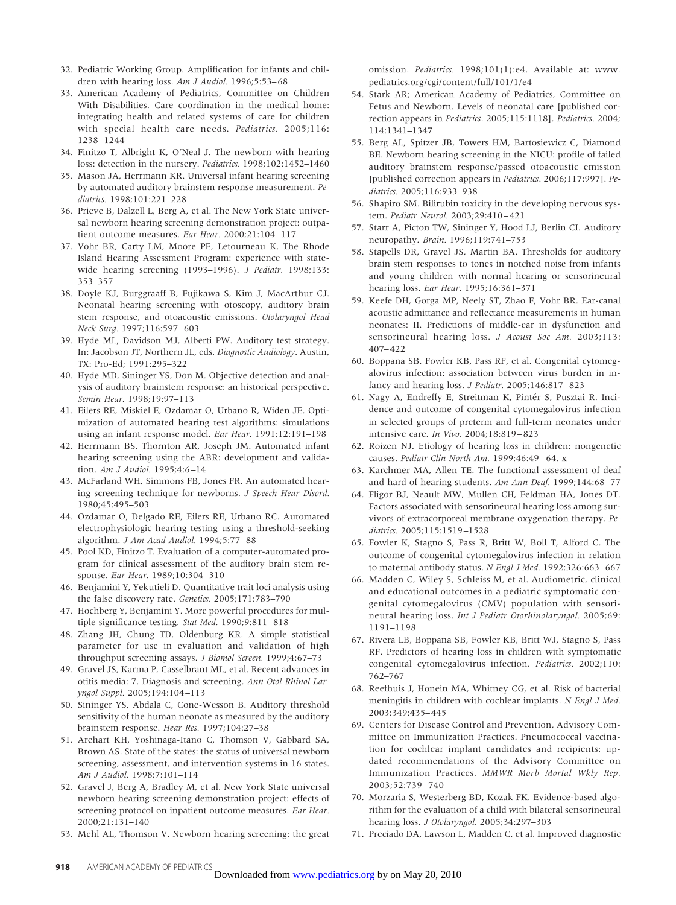32. Pediatric Working Group. Amplification for infants and children with hearing loss. *Am J Audiol.* 1996;5:53–68
33. American Academy of Pediatrics, Committee on Children With Disabilities. Care coordination in the medical home: integrating health and related systems of care for children with special health care needs. *Pediatrics.* 2005;116: 1238–1244
34. Finitzo T, Albright K, O'Neal J. The newborn with hearing loss: detection in the nursery. *Pediatrics.* 1998;102:1452–1460
35. Mason JA, Herrmann KR. Universal infant hearing screening by automated auditory brainstem response measurement. *Pediatrics.* 1998;101:221–228
36. Prieve B, Dalzell L, Berg A, et al. The New York State universal newborn hearing screening demonstration project: outpatient outcome measures. *Ear Hear.* 2000;21:104–117
37. Vohr BR, Carty LM, Moore PE, Letourneau K. The Rhode Island Hearing Assessment Program: experience with statewide hearing screening (1993–1996). *J Pediatr.* 1998;133: 353–357
38. Doyle KJ, Burggraaff B, Fujikawa S, Kim J, MacArthur CJ. Neonatal hearing screening with otoscopy, auditory brain stem response, and otoacoustic emissions. *Otolaryngol Head Neck Surg.* 1997;116:597–603
39. Hyde ML, Davidson MJ, Alberti PW. Auditory test strategy. In: Jacobson JT, Northern JL, eds. *Diagnostic Audiology*. Austin, TX: Pro-Ed; 1991:295–322
40. Hyde MD, Sininger YS, Don M. Objective detection and analysis of auditory brainstem response: an historical perspective. *Semin Hear.* 1998;19:97–113
41. Eilers RE, Miskiel E, Ozdamar O, Urbano R, Widen JE. Optimization of automated hearing test algorithms: simulations using an infant response model. *Ear Hear.* 1991;12:191–198
42. Herrmann BS, Thornton AR, Joseph JM. Automated infant hearing screening using the ABR: development and validation. *Am J Audiol.* 1995;4:6–14
43. McFarland WH, Simmons FB, Jones FR. An automated hearing screening technique for newborns. *J Speech Hear Disord.* 1980;45:495–503
44. Ozdamar O, Delgado RE, Eilers RE, Urbano RC. Automated electrophysiologic hearing testing using a threshold-seeking algorithm. *J Am Acad Audiol.* 1994;5:77–88
45. Pool KD, Finitzo T. Evaluation of a computer-automated program for clinical assessment of the auditory brain stem response. *Ear Hear.* 1989;10:304–310
46. Benjamini Y, Yekutieli D. Quantitative trait loci analysis using the false discovery rate. *Genetics.* 2005;171:783–790
47. Hochberg Y, Benjamini Y. More powerful procedures for multiple significance testing. *Stat Med.* 1990;9:811–818
48. Zhang JH, Chung TD, Oldenburg KR. A simple statistical parameter for use in evaluation and validation of high throughput screening assays. *J Biomol Screen.* 1999;4:67–73
49. Gravel JS, Karma P, Casselbrant ML, et al. Recent advances in otitis media: 7. Diagnosis and screening. *Ann Otol Rhinol Laryngol Suppl.* 2005;194:104–113
50. Sininger YS, Abdala C, Cone-Wesson B. Auditory threshold sensitivity of the human neonate as measured by the auditory brainstem response. *Hear Res.* 1997;104:27–38
51. Arehart KH, Yoshinaga-Itano C, Thomson V, Gabbard SA, Brown AS. State of the states: the status of universal newborn screening, assessment, and intervention systems in 16 states. *Am J Audiol.* 1998;7:101–114
52. Gravel J, Berg A, Bradley M, et al. New York State universal newborn hearing screening demonstration project: effects of screening protocol on inpatient outcome measures. *Ear Hear.* 2000;21:131–140
53. Mehl AL, Thomson V. Newborn hearing screening: the great omission. *Pediatrics.* 1998;101(1):e4. Available at: www.pediatrics.org/cgi/content/full/101/1/e4
54. Stark AR; American Academy of Pediatrics, Committee on Fetus and Newborn. Levels of neonatal care [published correction appears in *Pediatrics*. 2005;115:1118]. *Pediatrics.* 2004; 114:1341–1347
55. Berg AL, Spitzer JB, Towers HM, Bartosiewicz C, Diamond BE. Newborn hearing screening in the NICU: profile of failed auditory brainstem response/passed otoacoustic emission [published correction appears in *Pediatrics*. 2006;117:997]. *Pediatrics.* 2005;116:933–938
56. Shapiro SM. Bilirubin toxicity in the developing nervous system. *Pediatr Neurol.* 2003;29:410–421
57. Starr A, Picton TW, Sininger Y, Hood LJ, Berlin CI. Auditory neuropathy. *Brain.* 1996;119:741–753
58. Stapells DR, Gravel JS, Martin BA. Thresholds for auditory brain stem responses to tones in notched noise from infants and young children with normal hearing or sensorineural hearing loss. *Ear Hear.* 1995;16:361–371
59. Keefe DH, Gorga MP, Neely ST, Zhao F, Vohr BR. Ear-canal acoustic admittance and reflectance measurements in human neonates: II. Predictions of middle-ear in dysfunction and sensorineural hearing loss. *J Acoust Soc Am.* 2003;113: 407–422
60. Boppana SB, Fowler KB, Pass RF, et al. Congenital cytomegalovirus infection: association between virus burden in infancy and hearing loss. *J Pediatr.* 2005;146:817–823
61. Nagy A, Endreffy E, Streitman K, Pintér S, Pusztai R. Incidence and outcome of congenital cytomegalovirus infection in selected groups of preterm and full-term neonates under intensive care. *In Vivo.* 2004;18:819–823
62. Roizen NJ. Etiology of hearing loss in children: nongenetic causes. *Pediatr Clin North Am.* 1999;46:49–64, x
63. Karchmer MA, Allen TE. The functional assessment of deaf and hard of hearing students. *Am Ann Deaf.* 1999;144:68–77
64. Fligor BJ, Neault MW, Mullen CH, Feldman HA, Jones DT. Factors associated with sensorineural hearing loss among survivors of extracorporeal membrane oxygenation therapy. *Pediatrics.* 2005;115:1519–1528
65. Fowler K, Stagno S, Pass R, Britt W, Boll T, Alford C. The outcome of congenital cytomegalovirus infection in relation to maternal antibody status. *N Engl J Med.* 1992;326:663–667
66. Madden C, Wiley S, Schleiss M, et al. Audiometric, clinical and educational outcomes in a pediatric symptomatic congenital cytomegalovirus (CMV) population with sensorineural hearing loss. *Int J Pediatr Otorhinolaryngol.* 2005;69: 1191–1198
67. Rivera LB, Boppana SB, Fowler KB, Britt WJ, Stagno S, Pass RF. Predictors of hearing loss in children with symptomatic congenital cytomegalovirus infection. *Pediatrics.* 2002;110: 762–767
68. Reefhuis J, Honein MA, Whitney CG, et al. Risk of bacterial meningitis in children with cochlear implants. *N Engl J Med.* 2003;349:435–445
69. Centers for Disease Control and Prevention, Advisory Committee on Immunization Practices. Pneumococcal vaccination for cochlear implant candidates and recipients: updated recommendations of the Advisory Committee on Immunization Practices. *MMWR Morb Mortal Wkly Rep.* 2003;52:739–740
70. Morzaria S, Westerberg BD, Kozak FK. Evidence-based algorithm for the evaluation of a child with bilateral sensorineural hearing loss. *J Otolaryngol.* 2005;34:297–303
71. Preciado DA, Lawson L, Madden C, et al. Improved diagnostic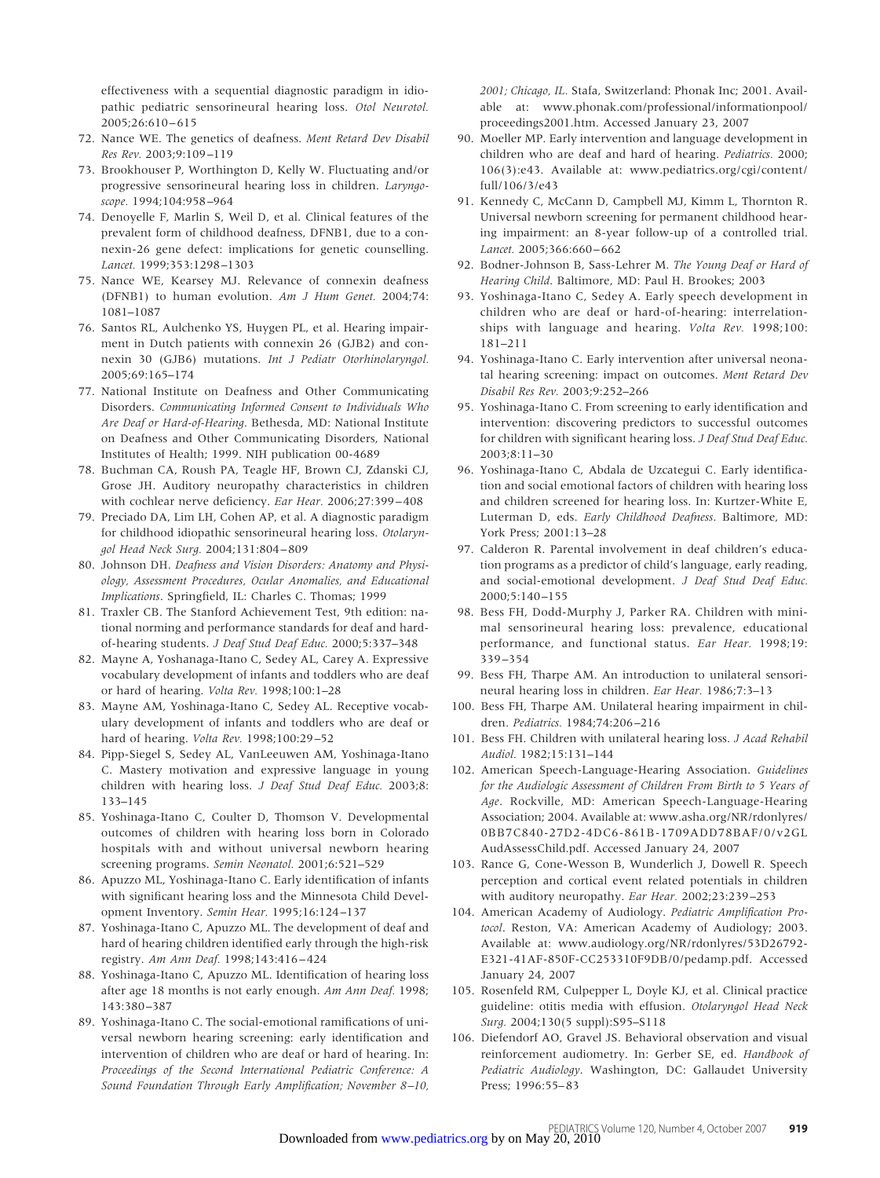effectiveness with a sequential diagnostic paradigm in idiopathic pediatric sensorineural hearing loss. *Otol Neurotol.* 2005;26:610–615

72. Nance WE. The genetics of deafness. *Ment Retard Dev Disabil Res Rev.* 2003;9:109–119
73. Brookhouser P, Worthington D, Kelly W. Fluctuating and/or progressive sensorineural hearing loss in children. *Laryngoscope.* 1994;104:958–964
74. Denoyelle F, Marlin S, Weil D, et al. Clinical features of the prevalent form of childhood deafness, DFNB1, due to a connexin-26 gene defect: implications for genetic counselling. *Lancet.* 1999;353:1298–1303
75. Nance WE, Kearsey MJ. Relevance of connexin deafness (DFNB1) to human evolution. *Am J Hum Genet.* 2004;74:1081–1087
76. Santos RL, Aulchenko YS, Huygen PL, et al. Hearing impairment in Dutch patients with connexin 26 (GJB2) and connexin 30 (GJB6) mutations. *Int J Pediatr Otorhinolaryngol.* 2005;69:165–174
77. National Institute on Deafness and Other Communicating Disorders. *Communicating Informed Consent to Individuals Who Are Deaf or Hard-of-Hearing*. Bethesda, MD: National Institute on Deafness and Other Communicating Disorders, National Institutes of Health; 1999. NIH publication 00-4689
78. Buchman CA, Roush PA, Teagle HF, Brown CJ, Zdanski CJ, Grose JH. Auditory neuropathy characteristics in children with cochlear nerve deficiency. *Ear Hear.* 2006;27:399–408
79. Preciado DA, Lim LH, Cohen AP, et al. A diagnostic paradigm for childhood idiopathic sensorineural hearing loss. *Otolaryngol Head Neck Surg.* 2004;131:804–809
80. Johnson DH. *Deafness and Vision Disorders: Anatomy and Physiology, Assessment Procedures, Ocular Anomalies, and Educational Implications*. Springfield, IL: Charles C. Thomas; 1999
81. Traxler CB. The Stanford Achievement Test, 9th edition: national norming and performance standards for deaf and hard-of-hearing students. *J Deaf Stud Deaf Educ.* 2000;5:337–348
82. Mayne A, Yoshanaga-Itano C, Sedey AL, Carey A. Expressive vocabulary development of infants and toddlers who are deaf or hard of hearing. *Volta Rev.* 1998;100:1–28
83. Mayne AM, Yoshinaga-Itano C, Sedey AL. Receptive vocabulary development of infants and toddlers who are deaf or hard of hearing. *Volta Rev.* 1998;100:29–52
84. Pipp-Siegel S, Sedey AL, VanLeeuwen AM, Yoshinaga-Itano C. Mastery motivation and expressive language in young children with hearing loss. *J Deaf Stud Deaf Educ.* 2003;8:133–145
85. Yoshinaga-Itano C, Coulter D, Thomson V. Developmental outcomes of children with hearing loss born in Colorado hospitals with and without universal newborn hearing screening programs. *Semin Neonatol.* 2001;6:521–529
86. Apuzzo ML, Yoshinaga-Itano C. Early identification of infants with significant hearing loss and the Minnesota Child Development Inventory. *Semin Hear.* 1995;16:124–137
87. Yoshinaga-Itano C, Apuzzo ML. The development of deaf and hard of hearing children identified early through the high-risk registry. *Am Ann Deaf.* 1998;143:416–424
88. Yoshinaga-Itano C, Apuzzo ML. Identification of hearing loss after age 18 months is not early enough. *Am Ann Deaf.* 1998;143:380–387
89. Yoshinaga-Itano C. The social-emotional ramifications of universal newborn hearing screening: early identification and intervention of children who are deaf or hard of hearing. In: *Proceedings of the Second International Pediatric Conference: A Sound Foundation Through Early Amplification; November 8–10, 2001; Chicago, IL.* Stafa, Switzerland: Phonak Inc; 2001. Available at: www.phonak.com/professional/informationpool/proceedings2001.htm. Accessed January 23, 2007
90. Moeller MP. Early intervention and language development in children who are deaf and hard of hearing. *Pediatrics.* 2000;106(3):e43. Available at: www.pediatrics.org/cgi/content/full/106/3/e43
91. Kennedy C, McCann D, Campbell MJ, Kimm L, Thornton R. Universal newborn screening for permanent childhood hearing impairment: an 8-year follow-up of a controlled trial. *Lancet.* 2005;366:660–662
92. Bodner-Johnson B, Sass-Lehrer M. *The Young Deaf or Hard of Hearing Child*. Baltimore, MD: Paul H. Brookes; 2003
93. Yoshinaga-Itano C, Sedey A. Early speech development in children who are deaf or hard-of-hearing: interrelationships with language and hearing. *Volta Rev.* 1998;100:181–211
94. Yoshinaga-Itano C. Early intervention after universal neonatal hearing screening: impact on outcomes. *Ment Retard Dev Disabil Res Rev.* 2003;9:252–266
95. Yoshinaga-Itano C. From screening to early identification and intervention: discovering predictors to successful outcomes for children with significant hearing loss. *J Deaf Stud Deaf Educ.* 2003;8:11–30
96. Yoshinaga-Itano C, Abdala de Uzcategui C. Early identification and social emotional factors of children with hearing loss and children screened for hearing loss. In: Kurtzer-White E, Luterman D, eds. *Early Childhood Deafness*. Baltimore, MD: York Press; 2001:13–28
97. Calderon R. Parental involvement in deaf children's education programs as a predictor of child's language, early reading, and social-emotional development. *J Deaf Stud Deaf Educ.* 2000;5:140–155
98. Bess FH, Dodd-Murphy J, Parker RA. Children with minimal sensorineural hearing loss: prevalence, educational performance, and functional status. *Ear Hear.* 1998;19:339–354
99. Bess FH, Tharpe AM. An introduction to unilateral sensorineural hearing loss in children. *Ear Hear.* 1986;7:3–13
100. Bess FH, Tharpe AM. Unilateral hearing impairment in children. *Pediatrics.* 1984;74:206–216
101. Bess FH. Children with unilateral hearing loss. *J Acad Rehabil Audiol.* 1982;15:131–144
102. American Speech-Language-Hearing Association. *Guidelines for the Audiologic Assessment of Children From Birth to 5 Years of Age*. Rockville, MD: American Speech-Language-Hearing Association; 2004. Available at: www.asha.org/NR/rdonlyres/0BB7C840-27D2-4DC6-861B-1709ADD78BAF/0/v2GLAudAssessChild.pdf. Accessed January 24, 2007
103. Rance G, Cone-Wesson B, Wunderlich J, Dowell R. Speech perception and cortical event related potentials in children with auditory neuropathy. *Ear Hear.* 2002;23:239–253
104. American Academy of Audiology. *Pediatric Amplification Protocol*. Reston, VA: American Academy of Audiology; 2003. Available at: www.audiology.org/NR/rdonlyres/53D26792-E321-41AF-850F-CC253310F9DB/0/pedamp.pdf. Accessed January 24, 2007
105. Rosenfeld RM, Culpepper L, Doyle KJ, et al. Clinical practice guideline: otitis media with effusion. *Otolaryngol Head Neck Surg.* 2004;130(5 suppl):S95–S118
106. Diefendorf AO, Gravel JS. Behavioral observation and visual reinforcement audiometry. In: Gerber SE, ed. *Handbook of Pediatric Audiology*. Washington, DC: Gallaudet University Press; 1996:55–83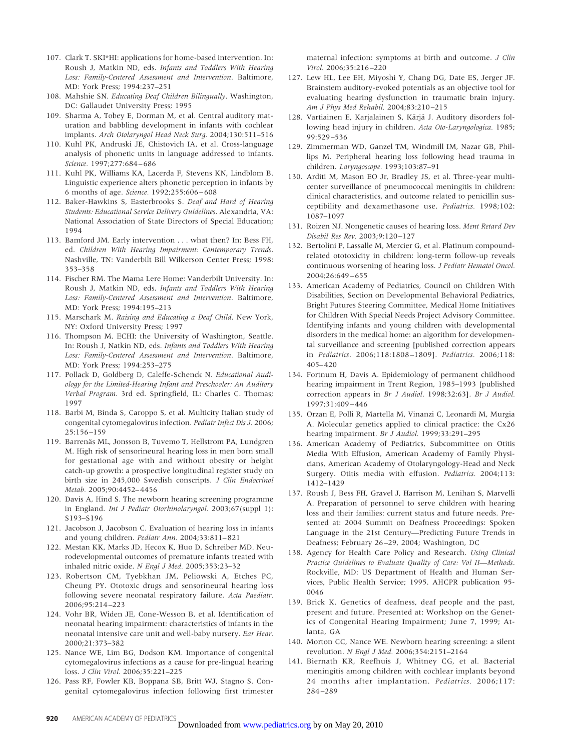107. Clark T. SKI*HI: applications for home-based intervention. In: Roush J, Matkin ND, eds. *Infants and Toddlers With Hearing Loss: Family-Centered Assessment and Intervention*. Baltimore, MD: York Press; 1994:237–251
108. Mahshie SN. *Educating Deaf Children Bilingually*. Washington, DC: Gallaudet University Press; 1995
109. Sharma A, Tobey E, Dorman M, et al. Central auditory maturation and babbling development in infants with cochlear implants. *Arch Otolaryngol Head Neck Surg.* 2004;130:511–516
110. Kuhl PK, Andruski JE, Chistovich IA, et al. Cross-language analysis of phonetic units in language addressed to infants. *Science.* 1997;277:684–686
111. Kuhl PK, Williams KA, Lacerda F, Stevens KN, Lindblom B. Linguistic experience alters phonetic perception in infants by 6 months of age. *Science.* 1992;255:606–608
112. Baker-Hawkins S, Easterbrooks S. *Deaf and Hard of Hearing Students: Educational Service Delivery Guidelines*. Alexandria, VA: National Association of State Directors of Special Education; 1994
113. Bamford JM. Early intervention . . . what then? In: Bess FH, ed. *Children With Hearing Impairment: Contemporary Trends*. Nashville, TN: Vanderbilt Bill Wilkerson Center Press; 1998: 353–358
114. Fischer RM. The Mama Lere Home: Vanderbilt University. In: Roush J, Matkin ND, eds. *Infants and Toddlers With Hearing Loss: Family-Centered Assessment and Intervention*. Baltimore, MD: York Press; 1994:195–213
115. Marschark M. *Raising and Educating a Deaf Child*. New York, NY: Oxford University Press; 1997
116. Thompson M. ECHI: the University of Washington, Seattle. In: Roush J, Natkin ND, eds. *Infants and Toddlers With Hearing Loss: Family-Centered Assessment and Intervention*. Baltimore, MD: York Press; 1994:253–275
117. Pollack D, Goldberg D, Caleffe-Schenck N. *Educational Audiology for the Limited-Hearing Infant and Preschooler: An Auditory Verbal Program*. 3rd ed. Springfield, IL: Charles C. Thomas; 1997
118. Barbi M, Binda S, Caroppo S, et al. Multicity Italian study of congenital cytomegalovirus infection. *Pediatr Infect Dis J.* 2006; 25:156–159
119. Barrenäs ML, Jonsson B, Tuvemo T, Hellstrom PA, Lundgren M. High risk of sensorineural hearing loss in men born small for gestational age with and without obesity or height catch-up growth: a prospective longitudinal register study on birth size in 245,000 Swedish conscripts. *J Clin Endocrinol Metab.* 2005;90:4452–4456
120. Davis A, Hind S. The newborn hearing screening programme in England. *Int J Pediatr Otorhinolaryngol.* 2003;67(suppl 1): S193–S196
121. Jacobson J, Jacobson C. Evaluation of hearing loss in infants and young children. *Pediatr Ann.* 2004;33:811–821
122. Mestan KK, Marks JD, Hecox K, Huo D, Schreiber MD. Neurodevelopmental outcomes of premature infants treated with inhaled nitric oxide. *N Engl J Med.* 2005;353:23–32
123. Robertson CM, Tyebkhan JM, Peliowski A, Etches PC, Cheung PY. Ototoxic drugs and sensorineural hearing loss following severe neonatal respiratory failure. *Acta Paediatr.* 2006;95:214–223
124. Vohr BR, Widen JE, Cone-Wesson B, et al. Identification of neonatal hearing impairment: characteristics of infants in the neonatal intensive care unit and well-baby nursery. *Ear Hear.* 2000;21:373–382
125. Nance WE, Lim BG, Dodson KM. Importance of congenital cytomegalovirus infections as a cause for pre-lingual hearing loss. *J Clin Virol.* 2006;35:221–225
126. Pass RF, Fowler KB, Boppana SB, Britt WJ, Stagno S. Congenital cytomegalovirus infection following first trimester maternal infection: symptoms at birth and outcome. *J Clin Virol.* 2006;35:216–220
127. Lew HL, Lee EH, Miyoshi Y, Chang DG, Date ES, Jerger JF. Brainstem auditory-evoked potentials as an objective tool for evaluating hearing dysfunction in traumatic brain injury. *Am J Phys Med Rehabil.* 2004;83:210–215
128. Vartiainen E, Karjalainen S, Kärjä J. Auditory disorders following head injury in children. *Acta Oto-Laryngologica.* 1985; 99:529–536
129. Zimmerman WD, Ganzel TM, Windmill IM, Nazar GB, Phillips M. Peripheral hearing loss following head trauma in children. *Laryngoscope.* 1993;103:87–91
130. Arditi M, Mason EO Jr, Bradley JS, et al. Three-year multicenter surveillance of pneumococcal meningitis in children: clinical characteristics, and outcome related to penicillin susceptibility and dexamethasone use. *Pediatrics.* 1998;102: 1087–1097
131. Roizen NJ. Nongenetic causes of hearing loss. *Ment Retard Dev Disabil Res Rev.* 2003;9:120–127
132. Bertolini P, Lassalle M, Mercier G, et al. Platinum compound-related ototoxicity in children: long-term follow-up reveals continuous worsening of hearing loss. *J Pediatr Hematol Oncol.* 2004;26:649–655
133. American Academy of Pediatrics, Council on Children With Disabilities, Section on Developmental Behavioral Pediatrics, Bright Futures Steering Committee, Medical Home Initiatives for Children With Special Needs Project Advisory Committee. Identifying infants and young children with developmental disorders in the medical home: an algorithm for developmental surveillance and screening [published correction appears in *Pediatrics*. 2006;118:1808–1809]. *Pediatrics.* 2006;118: 405–420
134. Fortnum H, Davis A. Epidemiology of permanent childhood hearing impairment in Trent Region, 1985–1993 [published correction appears in *Br J Audiol*. 1998;32:63]. *Br J Audiol.* 1997;31:409–446
135. Orzan E, Polli R, Martella M, Vinanzi C, Leonardi M, Murgia A. Molecular genetics applied to clinical practice: the Cx26 hearing impairment. *Br J Audiol.* 1999;33:291–295
136. American Academy of Pediatrics, Subcommittee on Otitis Media With Effusion, American Academy of Family Physicians, American Academy of Otolaryngology-Head and Neck Surgery. Otitis media with effusion. *Pediatrics.* 2004;113: 1412–1429
137. Roush J, Bess FH, Gravel J, Harrison M, Lenihan S, Marvelli A. Preparation of personnel to serve children with hearing loss and their families: current status and future needs. Presented at: 2004 Summit on Deafness Proceedings: Spoken Language in the 21st Century—Predicting Future Trends in Deafness; February 26–29, 2004; Washington, DC
138. Agency for Health Care Policy and Research. *Using Clinical Practice Guidelines to Evaluate Quality of Care: Vol II—Methods*. Rockville, MD: US Department of Health and Human Services, Public Health Service; 1995. AHCPR publication 95-0046
139. Brick K. Genetics of deafness, deaf people and the past, present and future. Presented at: Workshop on the Genetics of Congenital Hearing Impairment; June 7, 1999; Atlanta, GA
140. Morton CC, Nance WE. Newborn hearing screening: a silent revolution. *N Engl J Med.* 2006;354:2151–2164
141. Biernath KR, Reefhuis J, Whitney CG, et al. Bacterial meningitis among children with cochlear implants beyond 24 months after implantation. *Pediatrics.* 2006;117: 284–289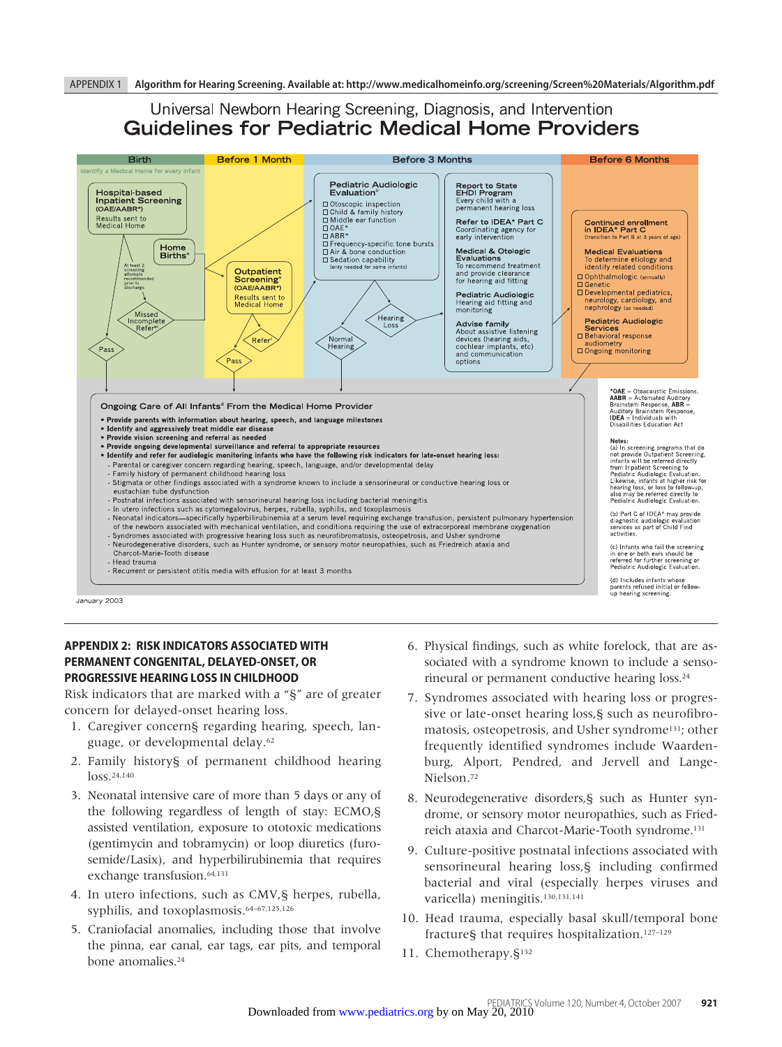APPENDIX 1 **Algorithm for Hearing Screening. Available at: http://www.medicalhomeinfo.org/screening/Screen%20Materials/Algorithm.pdf**

## Universal Newborn Hearing Screening, Diagnosis, and Intervention
# Guidelines for Pediatric Medical Home Providers

**Birth**

Identify a Medical Home for every infant

**Hospital-based Inpatient Screening** (OAE/AABR*)
Results sent to Medical Home

At least 2 screening attempts recommended prior to discharge

**Home Births**[a]

Missed Incomplete Refer[c]

Pass

**Before 1 Month**

**Outpatient Screening**[a] (OAE/AABR*)
Results sent to Medical Home

Refer[c]

Pass

**Before 3 Months**

**Pediatric Audiologic Evaluation**[b]
- ☐ Otoscopic inspection
- ☐ Child & family history
- ☐ Middle ear function
- ☐ OAE*
- ☐ ABR*
- ☐ Frequency-specific tone bursts
- ☐ Air & bone conduction
- ☐ Sedation capability (only needed for some infants)

Normal Hearing

Hearing Loss

**Report to State EHDI Program**
Every child with a permanent hearing loss

**Refer to IDEA* Part C**
Coordinating agency for early intervention

**Medical & Otologic Evaluations**
To recommend treatment and provide clearance for hearing aid fitting

**Pediatric Audiologic**
Hearing aid fitting and monitoring

**Advise family**
About assistive listening devices (hearing aids, cochlear implants, etc) and communication options

**Before 6 Months**

**Continued enrollment in IDEA* Part C** (transition to Part B at 3 years of age)

**Medical Evaluations**
To determine etiology and identify related conditions
- ☐ Ophthalmologic (annually)
- ☐ Genetic
- ☐ Developmental pediatrics, neurology, cardiology, and nephrology (as needed)

**Pediatric Audiologic Services**
- ☐ Behavioral response audiometry
- ☐ Ongoing monitoring

**Ongoing Care of All Infants**[d] **From the Medical Home Provider**

- **Provide parents with information about hearing, speech, and language milestones**
- **Identify and aggressively treat middle ear disease**
- **Provide vision screening and referral as needed**
- **Provide ongoing developmental surveillance and referral to appropriate resources**
- **Identify and refer for audiologic monitoring infants who have the following risk indicators for late-onset hearing loss:**
  - Parental or caregiver concern regarding hearing, speech, language, and/or developmental delay
  - Family history of permanent childhood hearing loss
  - Stigmata or other findings associated with a syndrome known to include a sensorineural or conductive hearing loss or eustachian tube dysfunction
  - Postnatal infections associated with sensorineural hearing loss including bacterial meningitis
  - In utero infections such as cytomegalovirus, herpes, rubella, syphilis, and toxoplasmosis
  - Neonatal indicators—specifically hyperbilirubinemia at a serum level requiring exchange transfusion, persistent pulmonary hypertension of the newborn associated with mechanical ventilation, and conditions requiring the use of extracorporeal membrane oxygenation
  - Syndromes associated with progressive hearing loss such as neurofibromatosis, osteopetrosis, and Usher syndrome
  - Neurodegenerative disorders, such as Hunter syndrome, or sensory motor neuropathies, such as Friedreich ataxia and Charcot-Marie-Tooth disease
  - Head trauma
  - Recurrent or persistent otitis media with effusion for at least 3 months

***OAE** = Otoacoustic Emissions, **AABR** = Automated Auditory Brainstem Response, **ABR** = Auditory Brainstem Response, **IDEA** = Individuals with Disabilities Education Act

**Notes:**
(a) In screening programs that do not provide Outpatient Screening, infants will be referred directly from Inpatient Screening to Pediatric Audiologic Evaluation. Likewise, infants at higher risk for hearing loss, or loss to follow-up, also may be referred directly to Pediatric Audiologic Evaluation.

(b) Part C of IDEA* may provide diagnostic audiologic evaluation services as part of Child Find activities.

(c) Infants who fail the screening in one or both ears should be referred for further screening or Pediatric Audiologic Evaluation.

(d) Includes infants whose parents refused initial or follow-up hearing screening.

January 2003

## APPENDIX 2: RISK INDICATORS ASSOCIATED WITH PERMANENT CONGENITAL, DELAYED-ONSET, OR PROGRESSIVE HEARING LOSS IN CHILDHOOD

Risk indicators that are marked with a "§" are of greater concern for delayed-onset hearing loss.

1. Caregiver concern§ regarding hearing, speech, language, or developmental delay.[62]
2. Family history§ of permanent childhood hearing loss.[24,140]
3. Neonatal intensive care of more than 5 days or any of the following regardless of length of stay: ECMO,§ assisted ventilation, exposure to ototoxic medications (gentimycin and tobramycin) or loop diuretics (furosemide/Lasix), and hyperbilirubinemia that requires exchange transfusion.[64,131]
4. In utero infections, such as CMV,§ herpes, rubella, syphilis, and toxoplasmosis.[64–67,125,126]
5. Craniofacial anomalies, including those that involve the pinna, ear canal, ear tags, ear pits, and temporal bone anomalies.[24]
6. Physical findings, such as white forelock, that are associated with a syndrome known to include a sensorineural or permanent conductive hearing loss.[24]
7. Syndromes associated with hearing loss or progressive or late-onset hearing loss,§ such as neurofibromatosis, osteopetrosis, and Usher syndrome[131]; other frequently identified syndromes include Waardenburg, Alport, Pendred, and Jervell and Lange-Nielson.[72]
8. Neurodegenerative disorders,§ such as Hunter syndrome, or sensory motor neuropathies, such as Friedreich ataxia and Charcot-Marie-Tooth syndrome.[131]
9. Culture-positive postnatal infections associated with sensorineural hearing loss,§ including confirmed bacterial and viral (especially herpes viruses and varicella) meningitis.[130,131,141]
10. Head trauma, especially basal skull/temporal bone fracture§ that requires hospitalization.[127–129]
11. Chemotherapy.§[132]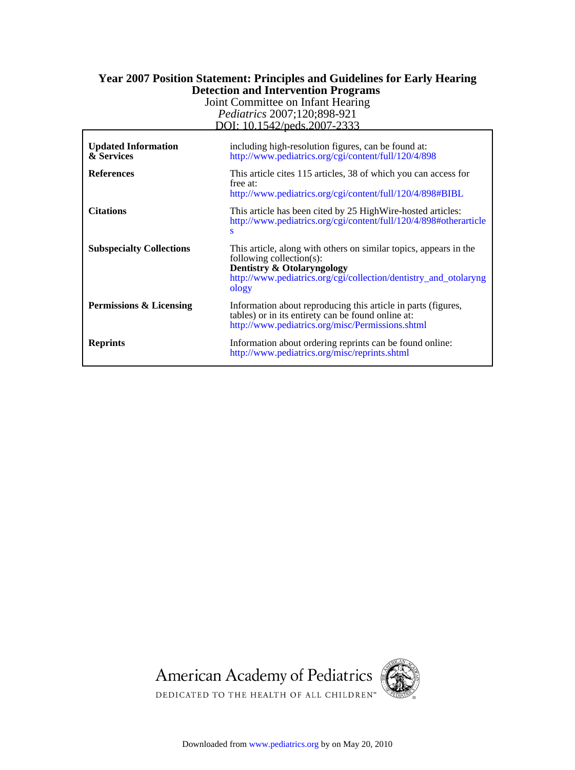**Year 2007 Position Statement: Principles and Guidelines for Early Hearing Detection and Intervention Programs**

Joint Committee on Infant Hearing

*Pediatrics* 2007;120;898-921

DOI: 10.1542/peds.2007-2333

| | |
|---|---|
| **Updated Information & Services** | including high-resolution figures, can be found at: http://www.pediatrics.org/cgi/content/full/120/4/898 |
| **References** | This article cites 115 articles, 38 of which you can access for free at: http://www.pediatrics.org/cgi/content/full/120/4/898#BIBL |
| **Citations** | This article has been cited by 25 HighWire-hosted articles: http://www.pediatrics.org/cgi/content/full/120/4/898#otherarticles |
| **Subspecialty Collections** | This article, along with others on similar topics, appears in the following collection(s): **Dentistry & Otolaryngology** http://www.pediatrics.org/cgi/collection/dentistry_and_otolaryngology |
| **Permissions & Licensing** | Information about reproducing this article in parts (figures, tables) or in its entirety can be found online at: http://www.pediatrics.org/misc/Permissions.shtml |
| **Reprints** | Information about ordering reprints can be found online: http://www.pediatrics.org/misc/reprints.shtml |

American Academy of Pediatrics

DEDICATED TO THE HEALTH OF ALL CHILDREN™

Downloaded from www.pediatrics.org by on May 20, 2010